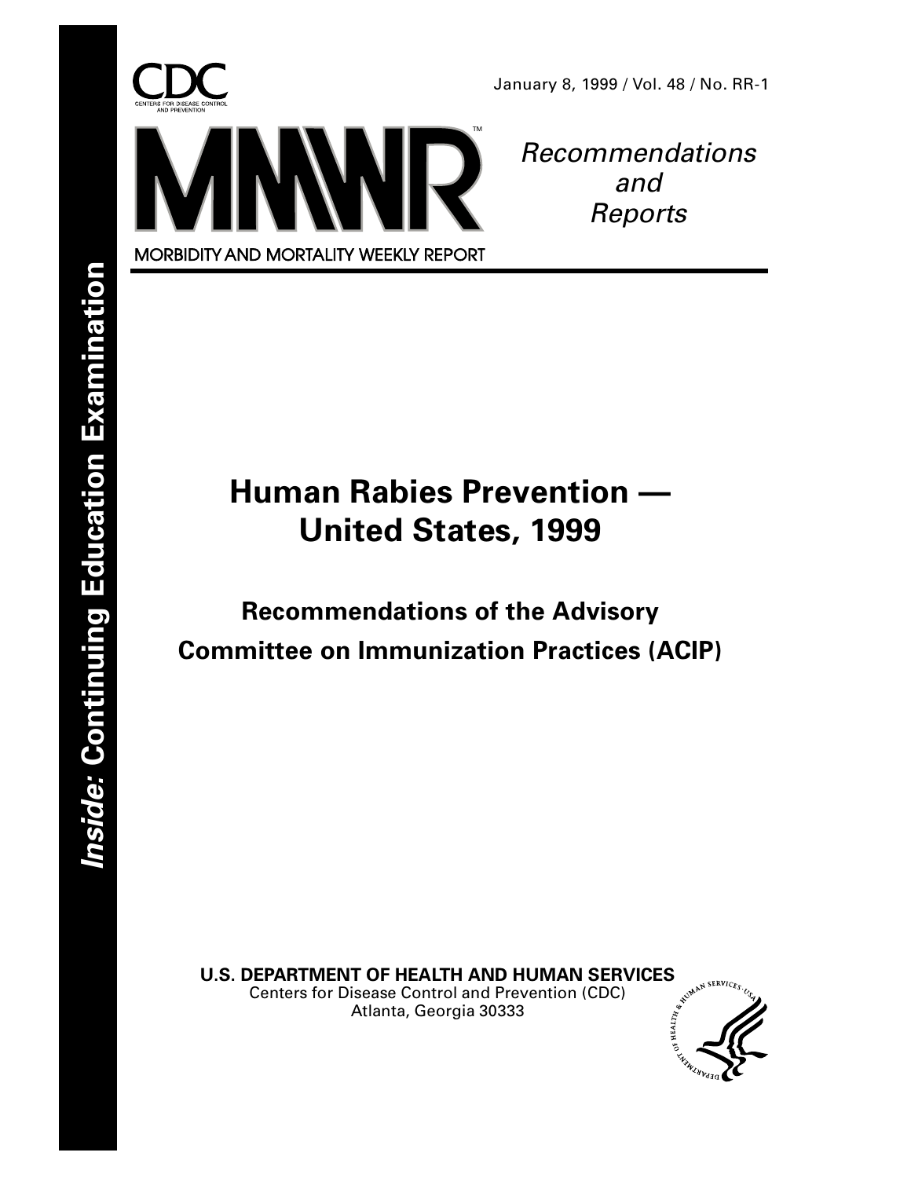CDC

CENTERS FOR DISEASE CONTROL AND PREVENTION

January 8, 1999 / Vol. 48 / No. RR-1

MMWR

MORBIDITY AND MORTALITY WEEKLY REPORT

*Recommendations and Reports*

***Inside:* Continuing Education Examination**

# Human Rabies Prevention — United States, 1999

## Recommendations of the Advisory Committee on Immunization Practices (ACIP)

**U.S. DEPARTMENT OF HEALTH AND HUMAN SERVICES**
Centers for Disease Control and Prevention (CDC)
Atlanta, Georgia 30333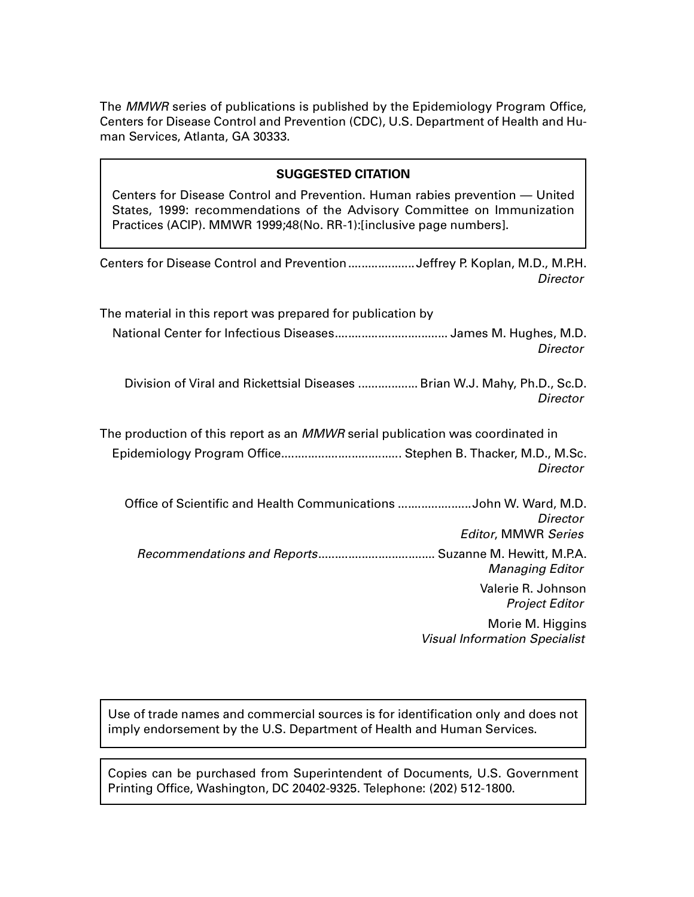The *MMWR* series of publications is published by the Epidemiology Program Office, Centers for Disease Control and Prevention (CDC), U.S. Department of Health and Human Services, Atlanta, GA 30333.

**SUGGESTED CITATION**

Centers for Disease Control and Prevention. Human rabies prevention — United States, 1999: recommendations of the Advisory Committee on Immunization Practices (ACIP). MMWR 1999;48(No. RR-1):[inclusive page numbers].

Centers for Disease Control and Prevention .................... Jeffrey P. Koplan, M.D., M.P.H.
*Director*

The material in this report was prepared for publication by

National Center for Infectious Diseases .................................. James M. Hughes, M.D.
*Director*

Division of Viral and Rickettsial Diseases .................. Brian W.J. Mahy, Ph.D., Sc.D.
*Director*

The production of this report as an *MMWR* serial publication was coordinated in

Epidemiology Program Office.................................... Stephen B. Thacker, M.D., M.Sc.
*Director*

Office of Scientific and Health Communications ...................... John W. Ward, M.D.
*Director*
*Editor*, MMWR *Series*

*Recommendations and Reports*.................................. Suzanne M. Hewitt, M.P.A.
*Managing Editor*

Valerie R. Johnson
*Project Editor*

Morie M. Higgins
*Visual Information Specialist*

Use of trade names and commercial sources is for identification only and does not imply endorsement by the U.S. Department of Health and Human Services.

Copies can be purchased from Superintendent of Documents, U.S. Government Printing Office, Washington, DC 20402-9325. Telephone: (202) 512-1800.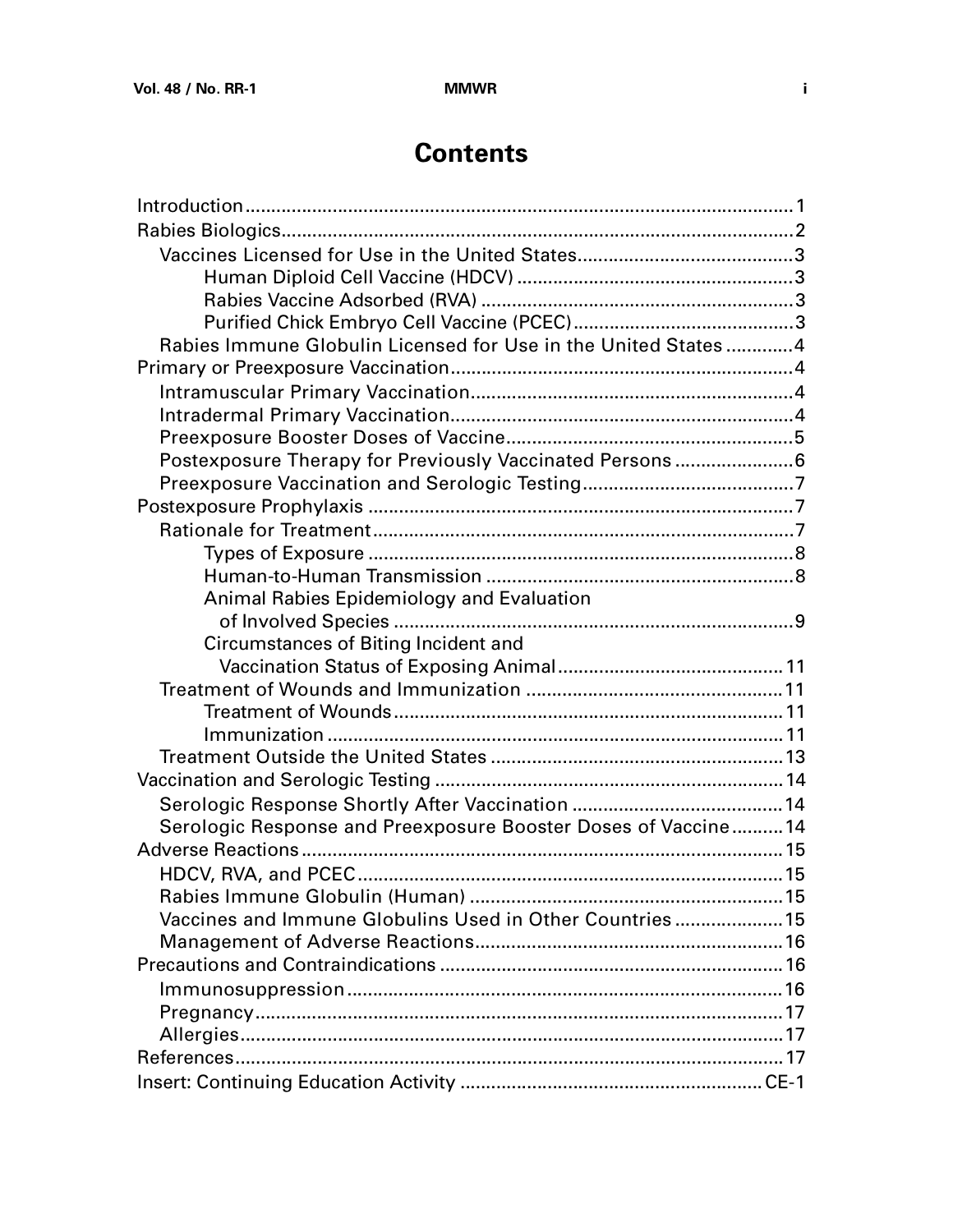# Contents

- Introduction ... 1
- Rabies Biologics ... 2
  - Vaccines Licensed for Use in the United States ... 3
    - Human Diploid Cell Vaccine (HDCV) ... 3
    - Rabies Vaccine Adsorbed (RVA) ... 3
    - Purified Chick Embryo Cell Vaccine (PCEC) ... 3
  - Rabies Immune Globulin Licensed for Use in the United States ... 4
- Primary or Preexposure Vaccination ... 4
  - Intramuscular Primary Vaccination ... 4
  - Intradermal Primary Vaccination ... 4
  - Preexposure Booster Doses of Vaccine ... 5
  - Postexposure Therapy for Previously Vaccinated Persons ... 6
  - Preexposure Vaccination and Serologic Testing ... 7
- Postexposure Prophylaxis ... 7
  - Rationale for Treatment ... 7
    - Types of Exposure ... 8
    - Human-to-Human Transmission ... 8
    - Animal Rabies Epidemiology and Evaluation of Involved Species ... 9
    - Circumstances of Biting Incident and Vaccination Status of Exposing Animal ... 11
  - Treatment of Wounds and Immunization ... 11
    - Treatment of Wounds ... 11
    - Immunization ... 11
  - Treatment Outside the United States ... 13
- Vaccination and Serologic Testing ... 14
  - Serologic Response Shortly After Vaccination ... 14
  - Serologic Response and Preexposure Booster Doses of Vaccine ... 14
- Adverse Reactions ... 15
  - HDCV, RVA, and PCEC ... 15
  - Rabies Immune Globulin (Human) ... 15
  - Vaccines and Immune Globulins Used in Other Countries ... 15
  - Management of Adverse Reactions ... 16
- Precautions and Contraindications ... 16
  - Immunosuppression ... 16
  - Pregnancy ... 17
  - Allergies ... 17
- References ... 17
- Insert: Continuing Education Activity ... CE-1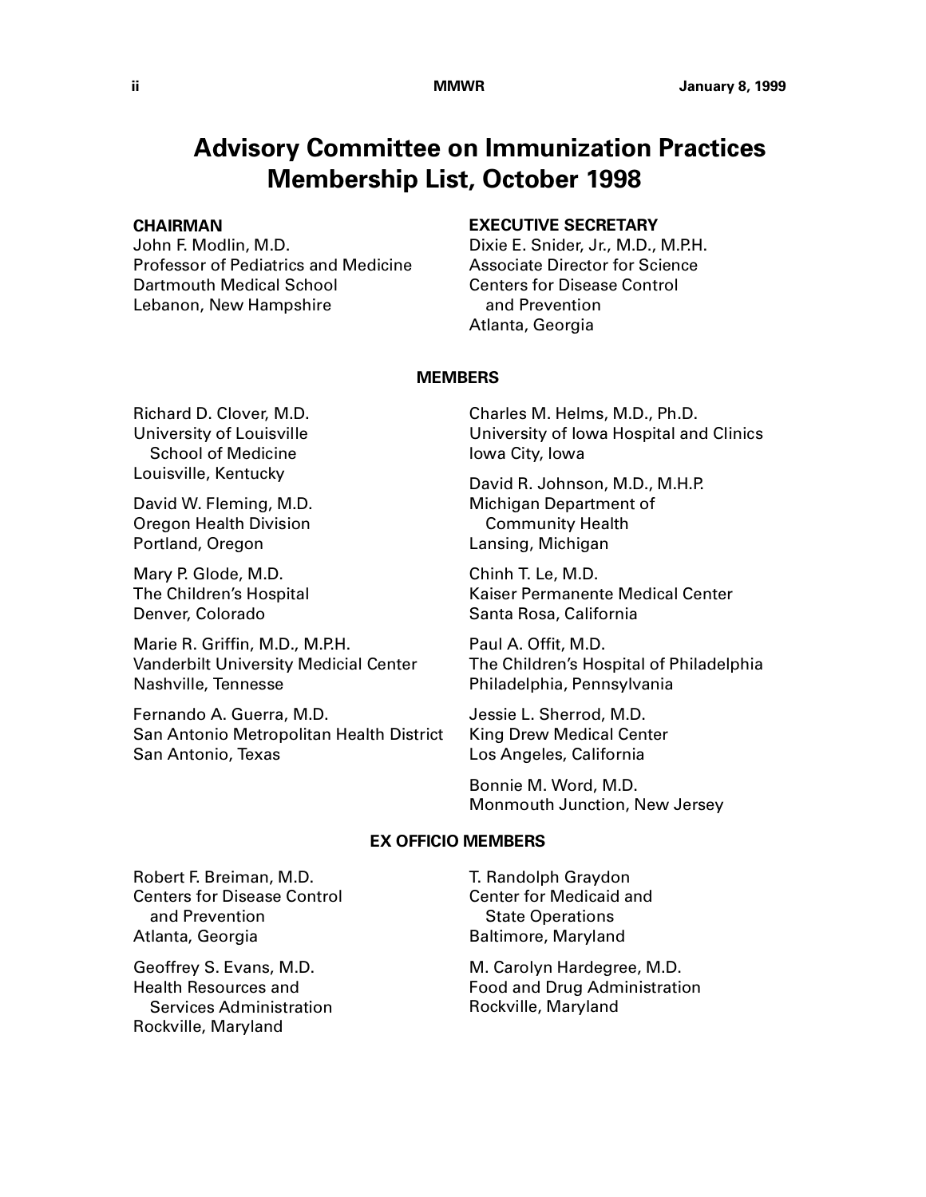# Advisory Committee on Immunization Practices Membership List, October 1998

**CHAIRMAN**

John F. Modlin, M.D.
Professor of Pediatrics and Medicine
Dartmouth Medical School
Lebanon, New Hampshire

**EXECUTIVE SECRETARY**

Dixie E. Snider, Jr., M.D., M.P.H.
Associate Director for Science
Centers for Disease Control and Prevention
Atlanta, Georgia

## MEMBERS

Richard D. Clover, M.D.
University of Louisville School of Medicine
Louisville, Kentucky

David W. Fleming, M.D.
Oregon Health Division
Portland, Oregon

Mary P. Glode, M.D.
The Children's Hospital
Denver, Colorado

Marie R. Griffin, M.D., M.P.H.
Vanderbilt University Medicial Center
Nashville, Tennesse

Fernando A. Guerra, M.D.
San Antonio Metropolitan Health District
San Antonio, Texas

Charles M. Helms, M.D., Ph.D.
University of Iowa Hospital and Clinics
Iowa City, Iowa

David R. Johnson, M.D., M.H.P.
Michigan Department of Community Health
Lansing, Michigan

Chinh T. Le, M.D.
Kaiser Permanente Medical Center
Santa Rosa, California

Paul A. Offit, M.D.
The Children's Hospital of Philadelphia
Philadelphia, Pennsylvania

Jessie L. Sherrod, M.D.
King Drew Medical Center
Los Angeles, California

Bonnie M. Word, M.D.
Monmouth Junction, New Jersey

## EX OFFICIO MEMBERS

Robert F. Breiman, M.D.
Centers for Disease Control and Prevention
Atlanta, Georgia

Geoffrey S. Evans, M.D.
Health Resources and Services Administration
Rockville, Maryland

T. Randolph Graydon
Center for Medicaid and State Operations
Baltimore, Maryland

M. Carolyn Hardegree, M.D.
Food and Drug Administration
Rockville, Maryland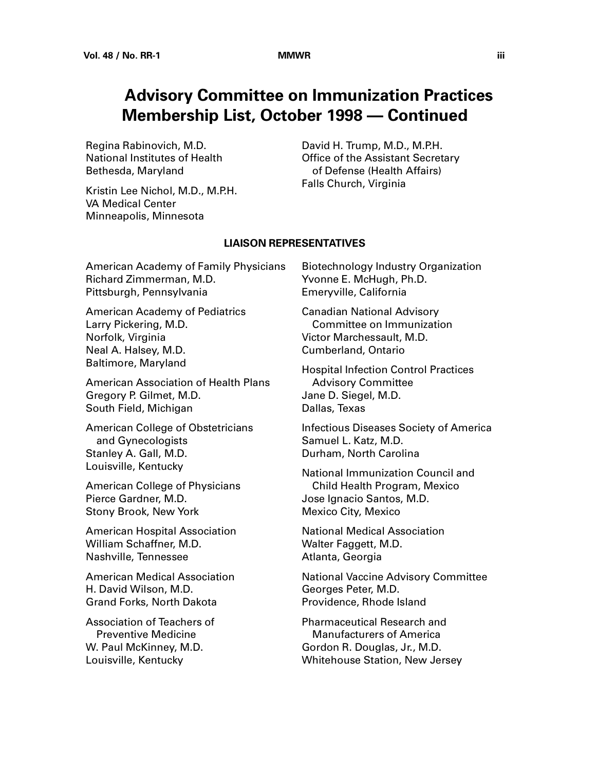# Advisory Committee on Immunization Practices Membership List, October 1998 — Continued

Regina Rabinovich, M.D.
National Institutes of Health
Bethesda, Maryland

Kristin Lee Nichol, M.D., M.P.H.
VA Medical Center
Minneapolis, Minnesota

David H. Trump, M.D., M.P.H.
Office of the Assistant Secretary of Defense (Health Affairs)
Falls Church, Virginia

## LIAISON REPRESENTATIVES

American Academy of Family Physicians
Richard Zimmerman, M.D.
Pittsburgh, Pennsylvania

American Academy of Pediatrics
Larry Pickering, M.D.
Norfolk, Virginia
Neal A. Halsey, M.D.
Baltimore, Maryland

American Association of Health Plans
Gregory P. Gilmet, M.D.
South Field, Michigan

American College of Obstetricians and Gynecologists
Stanley A. Gall, M.D.
Louisville, Kentucky

American College of Physicians
Pierce Gardner, M.D.
Stony Brook, New York

American Hospital Association
William Schaffner, M.D.
Nashville, Tennessee

American Medical Association
H. David Wilson, M.D.
Grand Forks, North Dakota

Association of Teachers of Preventive Medicine
W. Paul McKinney, M.D.
Louisville, Kentucky

Biotechnology Industry Organization
Yvonne E. McHugh, Ph.D.
Emeryville, California

Canadian National Advisory Committee on Immunization
Victor Marchessault, M.D.
Cumberland, Ontario

Hospital Infection Control Practices Advisory Committee
Jane D. Siegel, M.D.
Dallas, Texas

Infectious Diseases Society of America
Samuel L. Katz, M.D.
Durham, North Carolina

National Immunization Council and Child Health Program, Mexico
Jose Ignacio Santos, M.D.
Mexico City, Mexico

National Medical Association
Walter Faggett, M.D.
Atlanta, Georgia

National Vaccine Advisory Committee
Georges Peter, M.D.
Providence, Rhode Island

Pharmaceutical Research and Manufacturers of America
Gordon R. Douglas, Jr., M.D.
Whitehouse Station, New Jersey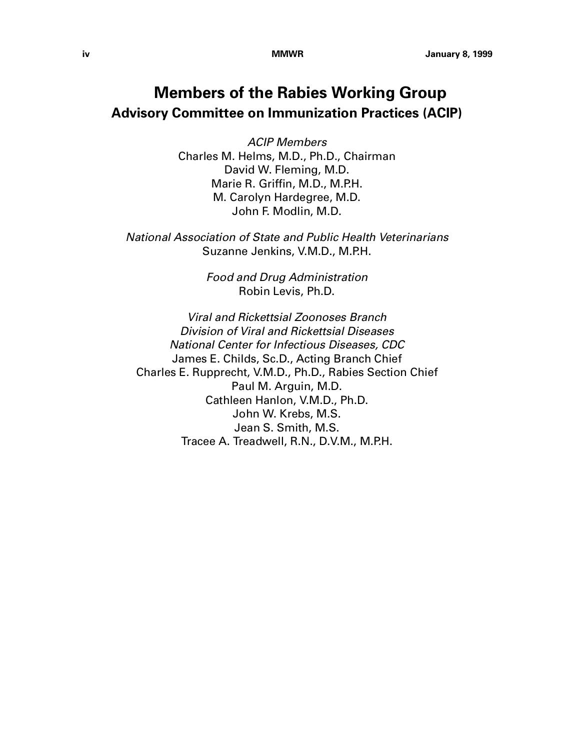# Members of the Rabies Working Group

## Advisory Committee on Immunization Practices (ACIP)

*ACIP Members*

Charles M. Helms, M.D., Ph.D., Chairman

David W. Fleming, M.D.

Marie R. Griffin, M.D., M.P.H.

M. Carolyn Hardegree, M.D.

John F. Modlin, M.D.

*National Association of State and Public Health Veterinarians*

Suzanne Jenkins, V.M.D., M.P.H.

*Food and Drug Administration*

Robin Levis, Ph.D.

*Viral and Rickettsial Zoonoses Branch*

*Division of Viral and Rickettsial Diseases*

*National Center for Infectious Diseases, CDC*

James E. Childs, Sc.D., Acting Branch Chief

Charles E. Rupprecht, V.M.D., Ph.D., Rabies Section Chief

Paul M. Arguin, M.D.

Cathleen Hanlon, V.M.D., Ph.D.

John W. Krebs, M.S.

Jean S. Smith, M.S.

Tracee A. Treadwell, R.N., D.V.M., M.P.H.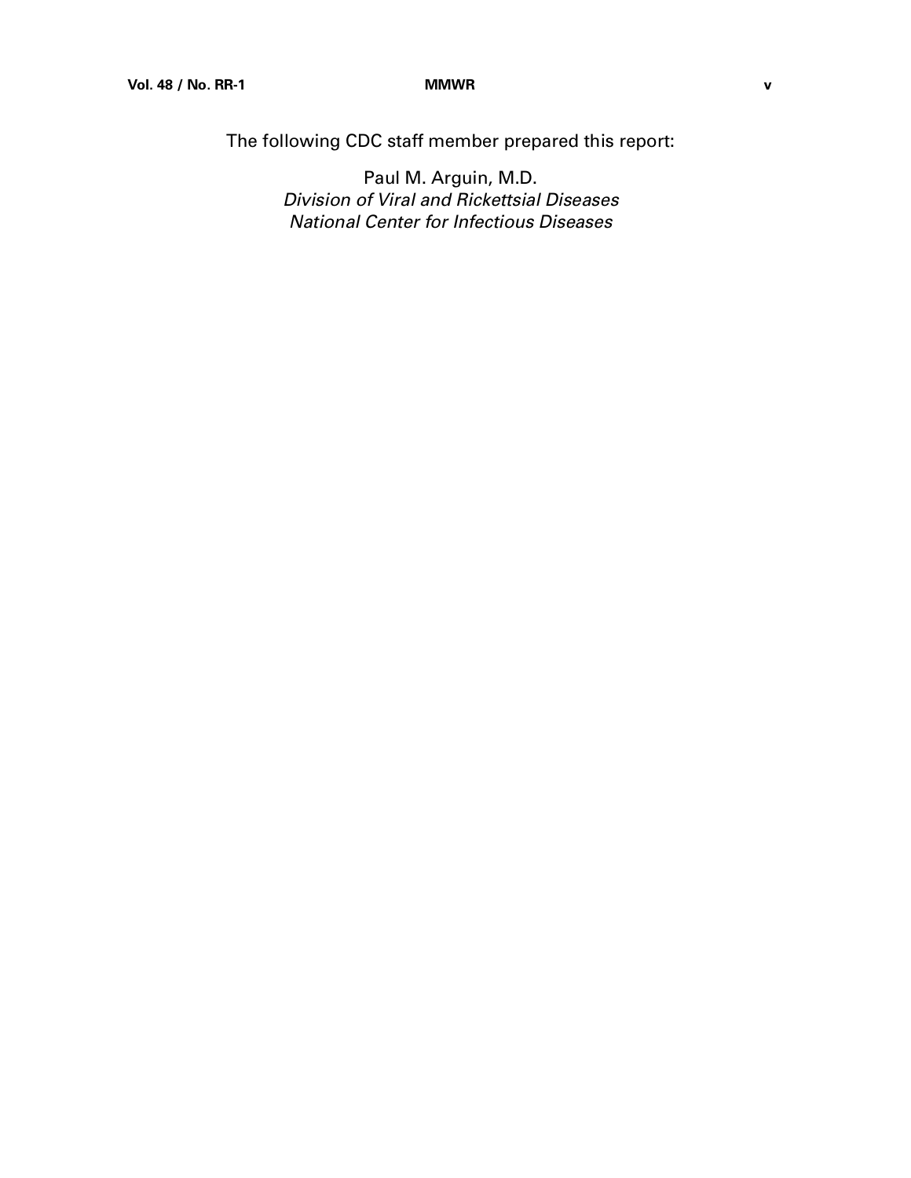The following CDC staff member prepared this report:

Paul M. Arguin, M.D.
*Division of Viral and Rickettsial Diseases*
*National Center for Infectious Diseases*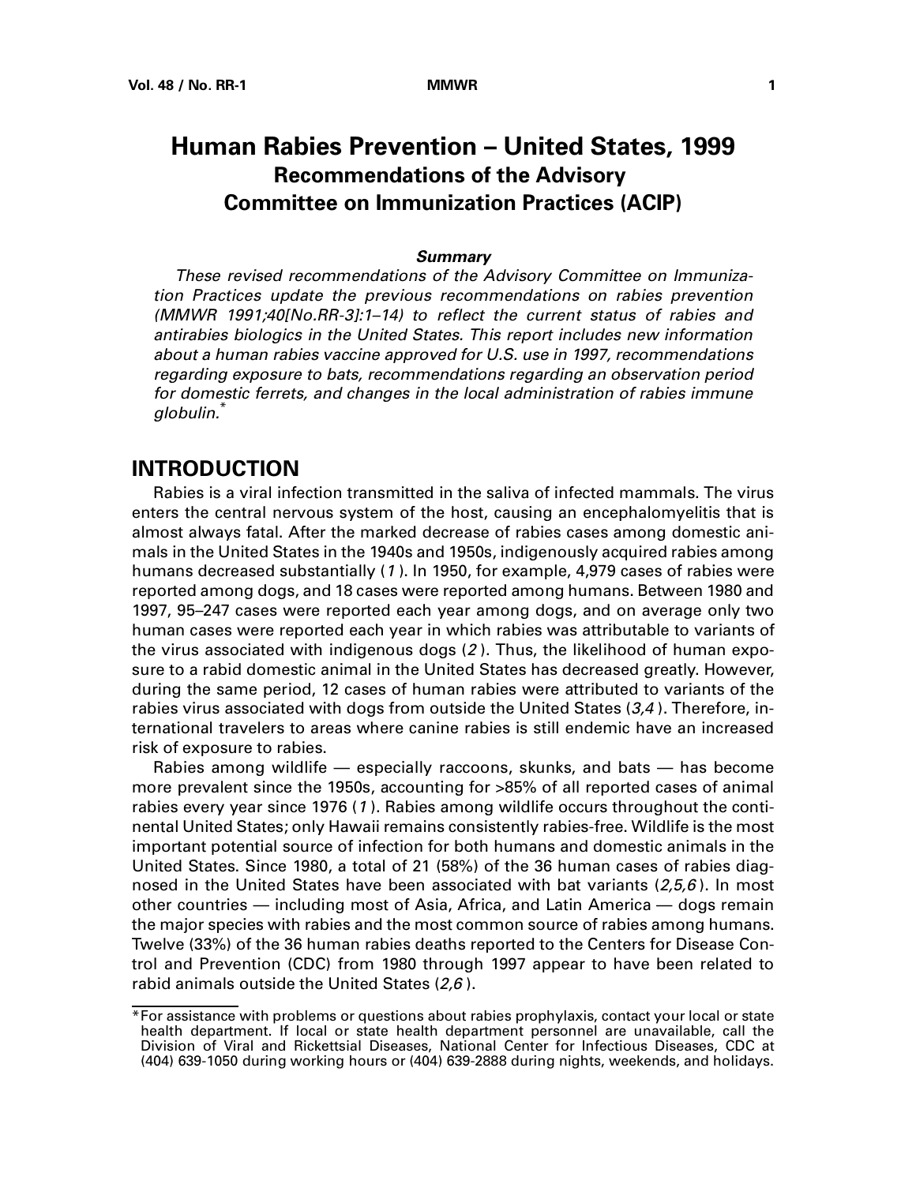# Human Rabies Prevention – United States, 1999

## Recommendations of the Advisory Committee on Immunization Practices (ACIP)

***Summary***

*These revised recommendations of the Advisory Committee on Immunization Practices update the previous recommendations on rabies prevention (MMWR 1991;40[No.RR-3]:1–14) to reflect the current status of rabies and antirabies biologics in the United States. This report includes new information about a human rabies vaccine approved for U.S. use in 1997, recommendations regarding exposure to bats, recommendations regarding an observation period for domestic ferrets, and changes in the local administration of rabies immune globulin.**

## INTRODUCTION

Rabies is a viral infection transmitted in the saliva of infected mammals. The virus enters the central nervous system of the host, causing an encephalomyelitis that is almost always fatal. After the marked decrease of rabies cases among domestic animals in the United States in the 1940s and 1950s, indigenously acquired rabies among humans decreased substantially (*1*). In 1950, for example, 4,979 cases of rabies were reported among dogs, and 18 cases were reported among humans. Between 1980 and 1997, 95–247 cases were reported each year among dogs, and on average only two human cases were reported each year in which rabies was attributable to variants of the virus associated with indigenous dogs (*2*). Thus, the likelihood of human exposure to a rabid domestic animal in the United States has decreased greatly. However, during the same period, 12 cases of human rabies were attributed to variants of the rabies virus associated with dogs from outside the United States (*3,4*). Therefore, international travelers to areas where canine rabies is still endemic have an increased risk of exposure to rabies.

Rabies among wildlife — especially raccoons, skunks, and bats — has become more prevalent since the 1950s, accounting for >85% of all reported cases of animal rabies every year since 1976 (*1*). Rabies among wildlife occurs throughout the continental United States; only Hawaii remains consistently rabies-free. Wildlife is the most important potential source of infection for both humans and domestic animals in the United States. Since 1980, a total of 21 (58%) of the 36 human cases of rabies diagnosed in the United States have been associated with bat variants (*2,5,6*). In most other countries — including most of Asia, Africa, and Latin America — dogs remain the major species with rabies and the most common source of rabies among humans. Twelve (33%) of the 36 human rabies deaths reported to the Centers for Disease Control and Prevention (CDC) from 1980 through 1997 appear to have been related to rabid animals outside the United States (*2,6*).

*For assistance with problems or questions about rabies prophylaxis, contact your local or state health department. If local or state health department personnel are unavailable, call the Division of Viral and Rickettsial Diseases, National Center for Infectious Diseases, CDC at (404) 639-1050 during working hours or (404) 639-2888 during nights, weekends, and holidays.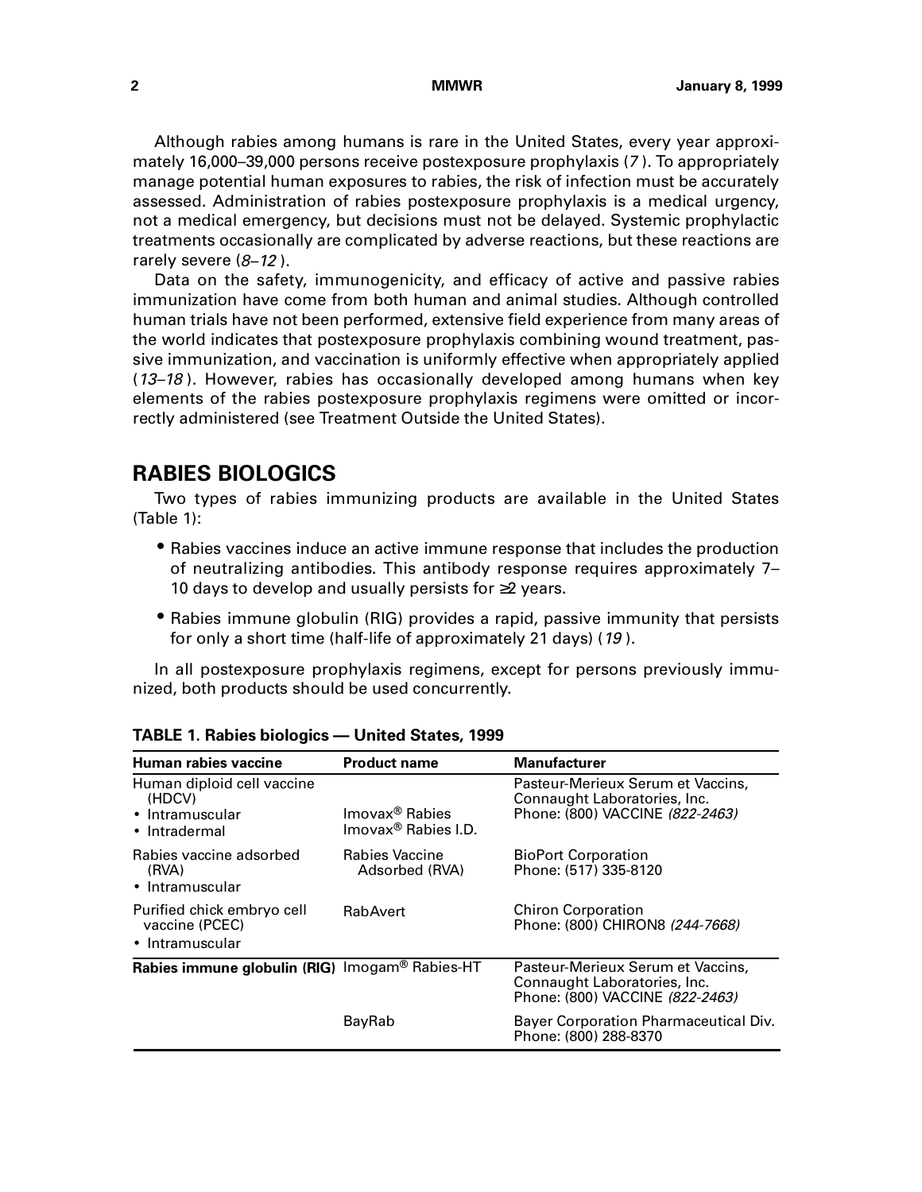Although rabies among humans is rare in the United States, every year approximately 16,000–39,000 persons receive postexposure prophylaxis (*7*). To appropriately manage potential human exposures to rabies, the risk of infection must be accurately assessed. Administration of rabies postexposure prophylaxis is a medical urgency, not a medical emergency, but decisions must not be delayed. Systemic prophylactic treatments occasionally are complicated by adverse reactions, but these reactions are rarely severe (*8–12*).

Data on the safety, immunogenicity, and efficacy of active and passive rabies immunization have come from both human and animal studies. Although controlled human trials have not been performed, extensive field experience from many areas of the world indicates that postexposure prophylaxis combining wound treatment, passive immunization, and vaccination is uniformly effective when appropriately applied (*13–18*). However, rabies has occasionally developed among humans when key elements of the rabies postexposure prophylaxis regimens were omitted or incorrectly administered (see Treatment Outside the United States).

## RABIES BIOLOGICS

Two types of rabies immunizing products are available in the United States (Table 1):

- Rabies vaccines induce an active immune response that includes the production of neutralizing antibodies. This antibody response requires approximately 7–10 days to develop and usually persists for ≥2 years.
- Rabies immune globulin (RIG) provides a rapid, passive immunity that persists for only a short time (half-life of approximately 21 days) (*19*).

In all postexposure prophylaxis regimens, except for persons previously immunized, both products should be used concurrently.

**TABLE 1. Rabies biologics — United States, 1999**

| Human rabies vaccine | Product name | Manufacturer |
|---|---|---|
| Human diploid cell vaccine (HDCV)<br>• Intramuscular<br>• Intradermal | Imovax® Rabies<br>Imovax® Rabies I.D. | Pasteur-Merieux Serum et Vaccins, Connaught Laboratories, Inc.<br>Phone: (800) VACCINE *(822-2463)* |
| Rabies vaccine adsorbed (RVA)<br>• Intramuscular | Rabies Vaccine Adsorbed (RVA) | BioPort Corporation<br>Phone: (517) 335-8120 |
| Purified chick embryo cell vaccine (PCEC)<br>• Intramuscular | RabAvert | Chiron Corporation<br>Phone: (800) CHIRON8 *(244-7668)* |
| **Rabies immune globulin (RIG)** | Imogam® Rabies-HT | Pasteur-Merieux Serum et Vaccins, Connaught Laboratories, Inc.<br>Phone: (800) VACCINE *(822-2463)* |
| | BayRab | Bayer Corporation Pharmaceutical Div.<br>Phone: (800) 288-8370 |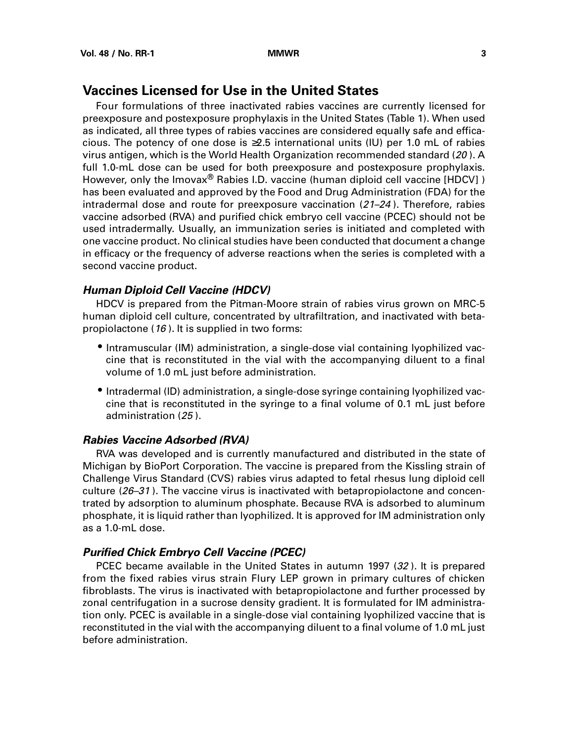## Vaccines Licensed for Use in the United States

Four formulations of three inactivated rabies vaccines are currently licensed for preexposure and postexposure prophylaxis in the United States (Table 1). When used as indicated, all three types of rabies vaccines are considered equally safe and efficacious. The potency of one dose is ≥2.5 international units (IU) per 1.0 mL of rabies virus antigen, which is the World Health Organization recommended standard (*20*). A full 1.0-mL dose can be used for both preexposure and postexposure prophylaxis. However, only the Imovax® Rabies I.D. vaccine (human diploid cell vaccine [HDCV] ) has been evaluated and approved by the Food and Drug Administration (FDA) for the intradermal dose and route for preexposure vaccination (*21–24*). Therefore, rabies vaccine adsorbed (RVA) and purified chick embryo cell vaccine (PCEC) should not be used intradermally. Usually, an immunization series is initiated and completed with one vaccine product. No clinical studies have been conducted that document a change in efficacy or the frequency of adverse reactions when the series is completed with a second vaccine product.

### *Human Diploid Cell Vaccine (HDCV)*

HDCV is prepared from the Pitman-Moore strain of rabies virus grown on MRC-5 human diploid cell culture, concentrated by ultrafiltration, and inactivated with betapropiolactone (*16*). It is supplied in two forms:

- Intramuscular (IM) administration, a single-dose vial containing lyophilized vaccine that is reconstituted in the vial with the accompanying diluent to a final volume of 1.0 mL just before administration.
- Intradermal (ID) administration, a single-dose syringe containing lyophilized vaccine that is reconstituted in the syringe to a final volume of 0.1 mL just before administration (*25*).

### *Rabies Vaccine Adsorbed (RVA)*

RVA was developed and is currently manufactured and distributed in the state of Michigan by BioPort Corporation. The vaccine is prepared from the Kissling strain of Challenge Virus Standard (CVS) rabies virus adapted to fetal rhesus lung diploid cell culture (*26–31*). The vaccine virus is inactivated with betapropiolactone and concentrated by adsorption to aluminum phosphate. Because RVA is adsorbed to aluminum phosphate, it is liquid rather than lyophilized. It is approved for IM administration only as a 1.0-mL dose.

### *Purified Chick Embryo Cell Vaccine (PCEC)*

PCEC became available in the United States in autumn 1997 (*32*). It is prepared from the fixed rabies virus strain Flury LEP grown in primary cultures of chicken fibroblasts. The virus is inactivated with betapropiolactone and further processed by zonal centrifugation in a sucrose density gradient. It is formulated for IM administration only. PCEC is available in a single-dose vial containing lyophilized vaccine that is reconstituted in the vial with the accompanying diluent to a final volume of 1.0 mL just before administration.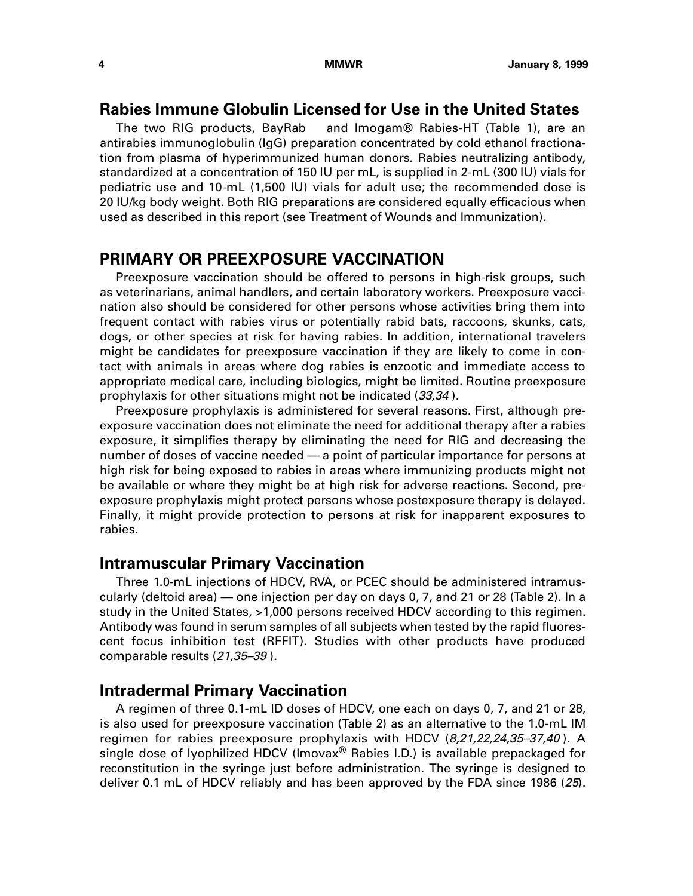## Rabies Immune Globulin Licensed for Use in the United States

The two RIG products, BayRab and Imogam® Rabies-HT (Table 1), are an antirabies immunoglobulin (IgG) preparation concentrated by cold ethanol fractionation from plasma of hyperimmunized human donors. Rabies neutralizing antibody, standardized at a concentration of 150 IU per mL, is supplied in 2-mL (300 IU) vials for pediatric use and 10-mL (1,500 IU) vials for adult use; the recommended dose is 20 IU/kg body weight. Both RIG preparations are considered equally efficacious when used as described in this report (see Treatment of Wounds and Immunization).

# PRIMARY OR PREEXPOSURE VACCINATION

Preexposure vaccination should be offered to persons in high-risk groups, such as veterinarians, animal handlers, and certain laboratory workers. Preexposure vaccination also should be considered for other persons whose activities bring them into frequent contact with rabies virus or potentially rabid bats, raccoons, skunks, cats, dogs, or other species at risk for having rabies. In addition, international travelers might be candidates for preexposure vaccination if they are likely to come in contact with animals in areas where dog rabies is enzootic and immediate access to appropriate medical care, including biologics, might be limited. Routine preexposure prophylaxis for other situations might not be indicated (*33,34*).

Preexposure prophylaxis is administered for several reasons. First, although preexposure vaccination does not eliminate the need for additional therapy after a rabies exposure, it simplifies therapy by eliminating the need for RIG and decreasing the number of doses of vaccine needed — a point of particular importance for persons at high risk for being exposed to rabies in areas where immunizing products might not be available or where they might be at high risk for adverse reactions. Second, preexposure prophylaxis might protect persons whose postexposure therapy is delayed. Finally, it might provide protection to persons at risk for inapparent exposures to rabies.

## Intramuscular Primary Vaccination

Three 1.0-mL injections of HDCV, RVA, or PCEC should be administered intramuscularly (deltoid area) — one injection per day on days 0, 7, and 21 or 28 (Table 2). In a study in the United States, >1,000 persons received HDCV according to this regimen. Antibody was found in serum samples of all subjects when tested by the rapid fluorescent focus inhibition test (RFFIT). Studies with other products have produced comparable results (*21,35–39*).

## Intradermal Primary Vaccination

A regimen of three 0.1-mL ID doses of HDCV, one each on days 0, 7, and 21 or 28, is also used for preexposure vaccination (Table 2) as an alternative to the 1.0-mL IM regimen for rabies preexposure prophylaxis with HDCV (*8,21,22,24,35–37,40*). A single dose of lyophilized HDCV (Imovax® Rabies I.D.) is available prepackaged for reconstitution in the syringe just before administration. The syringe is designed to deliver 0.1 mL of HDCV reliably and has been approved by the FDA since 1986 (*25*).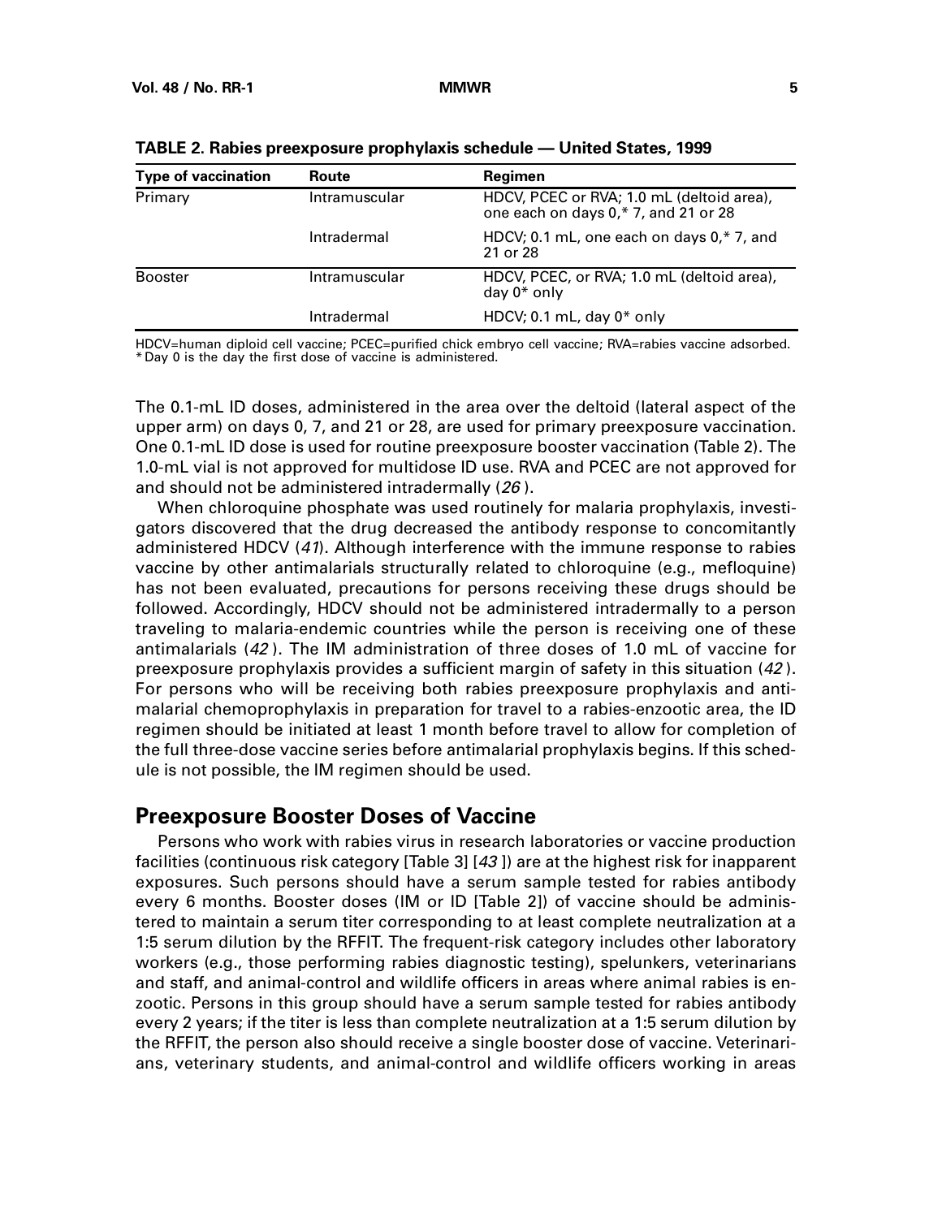**TABLE 2. Rabies preexposure prophylaxis schedule — United States, 1999**

| Type of vaccination | Route | Regimen |
|---|---|---|
| Primary | Intramuscular | HDCV, PCEC or RVA; 1.0 mL (deltoid area), one each on days 0,* 7, and 21 or 28 |
| | Intradermal | HDCV; 0.1 mL, one each on days 0,* 7, and 21 or 28 |
| Booster | Intramuscular | HDCV, PCEC, or RVA; 1.0 mL (deltoid area), day 0* only |
| | Intradermal | HDCV; 0.1 mL, day 0* only |

HDCV=human diploid cell vaccine; PCEC=purified chick embryo cell vaccine; RVA=rabies vaccine adsorbed.
* Day 0 is the day the first dose of vaccine is administered.

The 0.1-mL ID doses, administered in the area over the deltoid (lateral aspect of the upper arm) on days 0, 7, and 21 or 28, are used for primary preexposure vaccination. One 0.1-mL ID dose is used for routine preexposure booster vaccination (Table 2). The 1.0-mL vial is not approved for multidose ID use. RVA and PCEC are not approved for and should not be administered intradermally (*26*).

When chloroquine phosphate was used routinely for malaria prophylaxis, investigators discovered that the drug decreased the antibody response to concomitantly administered HDCV (*41*). Although interference with the immune response to rabies vaccine by other antimalarials structurally related to chloroquine (e.g., mefloquine) has not been evaluated, precautions for persons receiving these drugs should be followed. Accordingly, HDCV should not be administered intradermally to a person traveling to malaria-endemic countries while the person is receiving one of these antimalarials (*42*). The IM administration of three doses of 1.0 mL of vaccine for preexposure prophylaxis provides a sufficient margin of safety in this situation (*42*). For persons who will be receiving both rabies preexposure prophylaxis and antimalarial chemoprophylaxis in preparation for travel to a rabies-enzootic area, the ID regimen should be initiated at least 1 month before travel to allow for completion of the full three-dose vaccine series before antimalarial prophylaxis begins. If this schedule is not possible, the IM regimen should be used.

## Preexposure Booster Doses of Vaccine

Persons who work with rabies virus in research laboratories or vaccine production facilities (continuous risk category [Table 3] [*43*]) are at the highest risk for inapparent exposures. Such persons should have a serum sample tested for rabies antibody every 6 months. Booster doses (IM or ID [Table 2]) of vaccine should be administered to maintain a serum titer corresponding to at least complete neutralization at a 1:5 serum dilution by the RFFIT. The frequent-risk category includes other laboratory workers (e.g., those performing rabies diagnostic testing), spelunkers, veterinarians and staff, and animal-control and wildlife officers in areas where animal rabies is enzootic. Persons in this group should have a serum sample tested for rabies antibody every 2 years; if the titer is less than complete neutralization at a 1:5 serum dilution by the RFFIT, the person also should receive a single booster dose of vaccine. Veterinarians, veterinary students, and animal-control and wildlife officers working in areas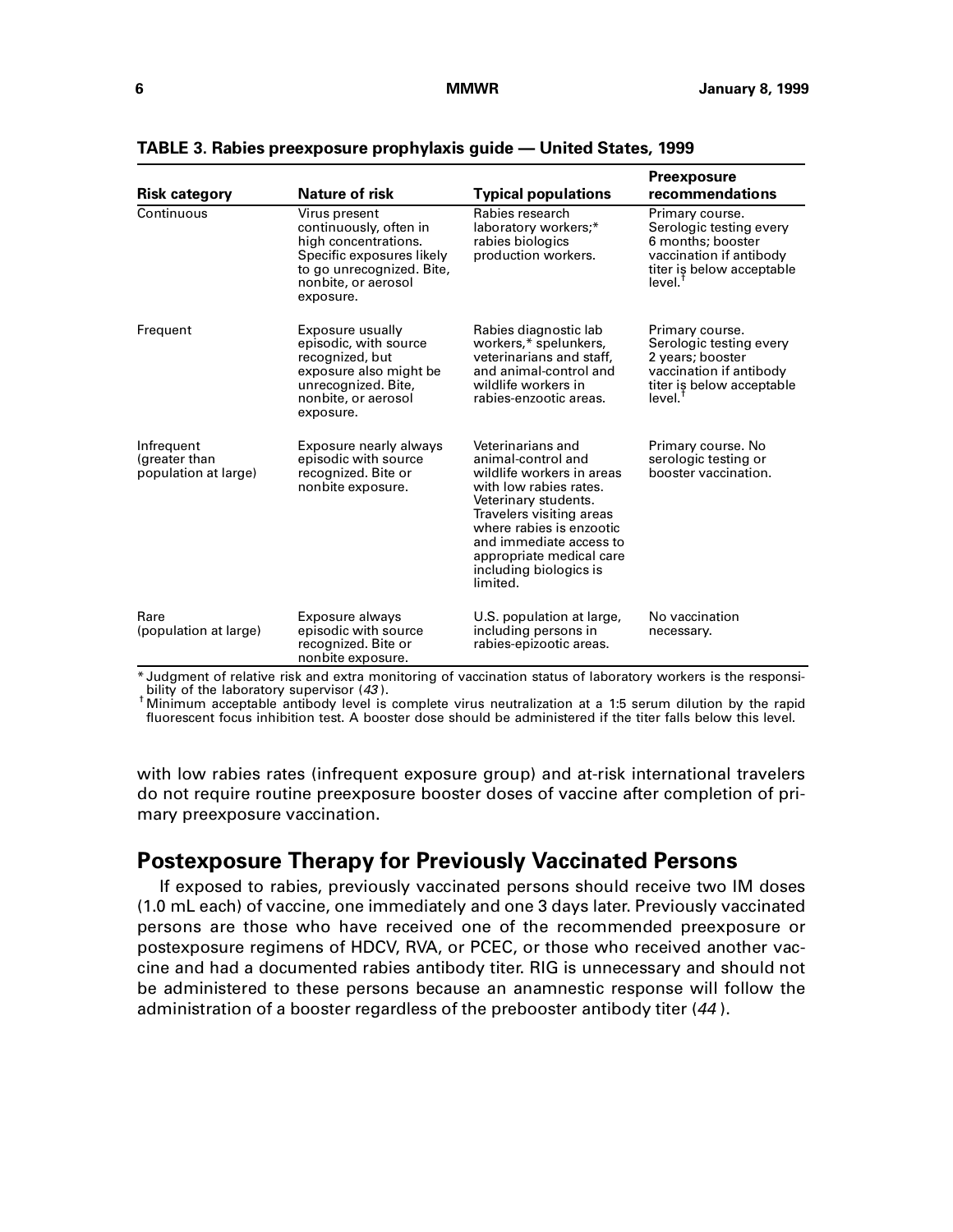**TABLE 3. Rabies preexposure prophylaxis guide — United States, 1999**

| Risk category | Nature of risk | Typical populations | Preexposure recommendations |
|---|---|---|---|
| Continuous | Virus present continuously, often in high concentrations. Specific exposures likely to go unrecognized. Bite, nonbite, or aerosol exposure. | Rabies research laboratory workers;* rabies biologics production workers. | Primary course. Serologic testing every 6 months; booster vaccination if antibody titer is below acceptable level.† |
| Frequent | Exposure usually episodic, with source recognized, but exposure also might be unrecognized. Bite, nonbite, or aerosol exposure. | Rabies diagnostic lab workers,* spelunkers, veterinarians and staff, and animal-control and wildlife workers in rabies-enzootic areas. | Primary course. Serologic testing every 2 years; booster vaccination if antibody titer is below acceptable level.† |
| Infrequent (greater than population at large) | Exposure nearly always episodic with source recognized. Bite or nonbite exposure. | Veterinarians and animal-control and wildlife workers in areas with low rabies rates. Veterinary students. Travelers visiting areas where rabies is enzootic and immediate access to appropriate medical care including biologics is limited. | Primary course. No serologic testing or booster vaccination. |
| Rare (population at large) | Exposure always episodic with source recognized. Bite or nonbite exposure. | U.S. population at large, including persons in rabies-epizootic areas. | No vaccination necessary. |

\* Judgment of relative risk and extra monitoring of vaccination status of laboratory workers is the responsibility of the laboratory supervisor (*43*).
† Minimum acceptable antibody level is complete virus neutralization at a 1:5 serum dilution by the rapid fluorescent focus inhibition test. A booster dose should be administered if the titer falls below this level.

with low rabies rates (infrequent exposure group) and at-risk international travelers do not require routine preexposure booster doses of vaccine after completion of primary preexposure vaccination.

## Postexposure Therapy for Previously Vaccinated Persons

If exposed to rabies, previously vaccinated persons should receive two IM doses (1.0 mL each) of vaccine, one immediately and one 3 days later. Previously vaccinated persons are those who have received one of the recommended preexposure or postexposure regimens of HDCV, RVA, or PCEC, or those who received another vaccine and had a documented rabies antibody titer. RIG is unnecessary and should not be administered to these persons because an anamnestic response will follow the administration of a booster regardless of the prebooster antibody titer (*44*).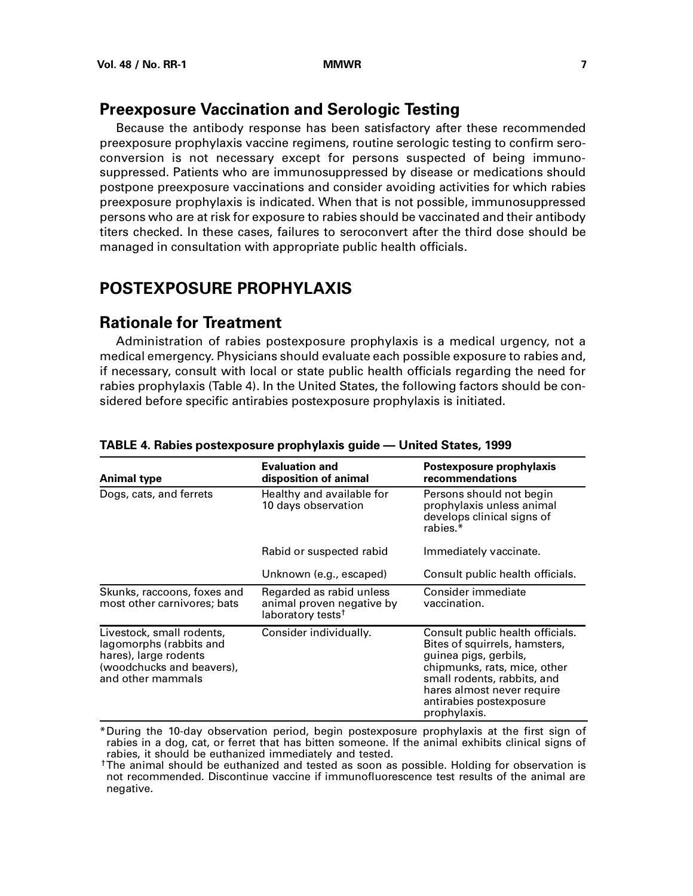## Preexposure Vaccination and Serologic Testing

Because the antibody response has been satisfactory after these recommended preexposure prophylaxis vaccine regimens, routine serologic testing to confirm seroconversion is not necessary except for persons suspected of being immunosuppressed. Patients who are immunosuppressed by disease or medications should postpone preexposure vaccinations and consider avoiding activities for which rabies preexposure prophylaxis is indicated. When that is not possible, immunosuppressed persons who are at risk for exposure to rabies should be vaccinated and their antibody titers checked. In these cases, failures to seroconvert after the third dose should be managed in consultation with appropriate public health officials.

# POSTEXPOSURE PROPHYLAXIS

## Rationale for Treatment

Administration of rabies postexposure prophylaxis is a medical urgency, not a medical emergency. Physicians should evaluate each possible exposure to rabies and, if necessary, consult with local or state public health officials regarding the need for rabies prophylaxis (Table 4). In the United States, the following factors should be considered before specific antirabies postexposure prophylaxis is initiated.

**TABLE 4. Rabies postexposure prophylaxis guide — United States, 1999**

| Animal type | Evaluation and disposition of animal | Postexposure prophylaxis recommendations |
|---|---|---|
| Dogs, cats, and ferrets | Healthy and available for 10 days observation | Persons should not begin prophylaxis unless animal develops clinical signs of rabies.* |
| | Rabid or suspected rabid | Immediately vaccinate. |
| | Unknown (e.g., escaped) | Consult public health officials. |
| Skunks, raccoons, foxes and most other carnivores; bats | Regarded as rabid unless animal proven negative by laboratory tests† | Consider immediate vaccination. |
| Livestock, small rodents, lagomorphs (rabbits and hares), large rodents (woodchucks and beavers), and other mammals | Consider individually. | Consult public health officials. Bites of squirrels, hamsters, guinea pigs, gerbils, chipmunks, rats, mice, other small rodents, rabbits, and hares almost never require antirabies postexposure prophylaxis. |

*During the 10-day observation period, begin postexposure prophylaxis at the first sign of rabies in a dog, cat, or ferret that has bitten someone. If the animal exhibits clinical signs of rabies, it should be euthanized immediately and tested.

†The animal should be euthanized and tested as soon as possible. Holding for observation is not recommended. Discontinue vaccine if immunofluorescence test results of the animal are negative.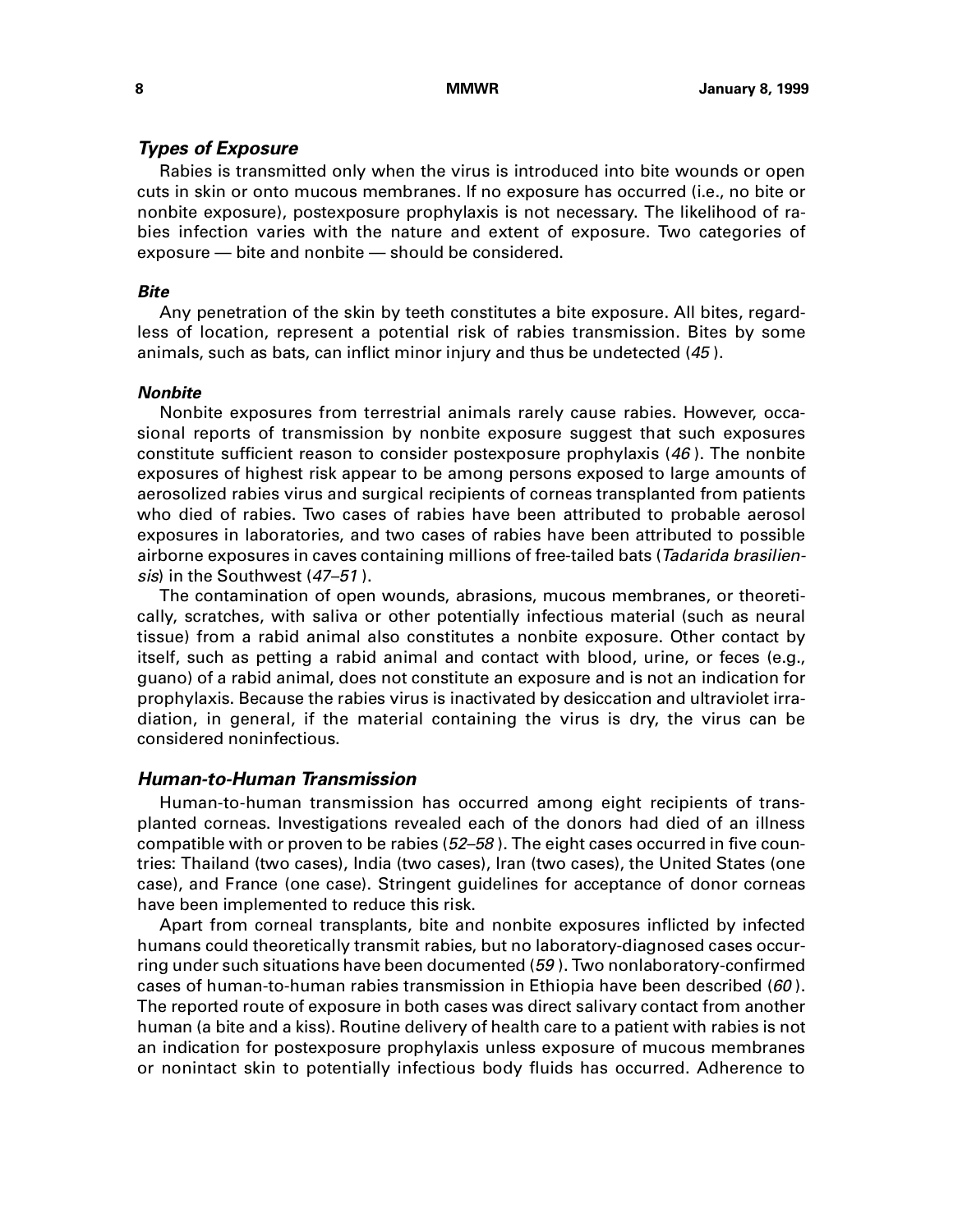### *Types of Exposure*

Rabies is transmitted only when the virus is introduced into bite wounds or open cuts in skin or onto mucous membranes. If no exposure has occurred (i.e., no bite or nonbite exposure), postexposure prophylaxis is not necessary. The likelihood of rabies infection varies with the nature and extent of exposure. Two categories of exposure — bite and nonbite — should be considered.

#### *Bite*

Any penetration of the skin by teeth constitutes a bite exposure. All bites, regardless of location, represent a potential risk of rabies transmission. Bites by some animals, such as bats, can inflict minor injury and thus be undetected (*45* ).

#### *Nonbite*

Nonbite exposures from terrestrial animals rarely cause rabies. However, occasional reports of transmission by nonbite exposure suggest that such exposures constitute sufficient reason to consider postexposure prophylaxis (*46* ). The nonbite exposures of highest risk appear to be among persons exposed to large amounts of aerosolized rabies virus and surgical recipients of corneas transplanted from patients who died of rabies. Two cases of rabies have been attributed to probable aerosol exposures in laboratories, and two cases of rabies have been attributed to possible airborne exposures in caves containing millions of free-tailed bats (*Tadarida brasiliensis*) in the Southwest (*47–51* ).

The contamination of open wounds, abrasions, mucous membranes, or theoretically, scratches, with saliva or other potentially infectious material (such as neural tissue) from a rabid animal also constitutes a nonbite exposure. Other contact by itself, such as petting a rabid animal and contact with blood, urine, or feces (e.g., guano) of a rabid animal, does not constitute an exposure and is not an indication for prophylaxis. Because the rabies virus is inactivated by desiccation and ultraviolet irradiation, in general, if the material containing the virus is dry, the virus can be considered noninfectious.

### *Human-to-Human Transmission*

Human-to-human transmission has occurred among eight recipients of transplanted corneas. Investigations revealed each of the donors had died of an illness compatible with or proven to be rabies (*52–58* ). The eight cases occurred in five countries: Thailand (two cases), India (two cases), Iran (two cases), the United States (one case), and France (one case). Stringent guidelines for acceptance of donor corneas have been implemented to reduce this risk.

Apart from corneal transplants, bite and nonbite exposures inflicted by infected humans could theoretically transmit rabies, but no laboratory-diagnosed cases occurring under such situations have been documented (*59* ). Two nonlaboratory-confirmed cases of human-to-human rabies transmission in Ethiopia have been described (*60* ). The reported route of exposure in both cases was direct salivary contact from another human (a bite and a kiss). Routine delivery of health care to a patient with rabies is not an indication for postexposure prophylaxis unless exposure of mucous membranes or nonintact skin to potentially infectious body fluids has occurred. Adherence to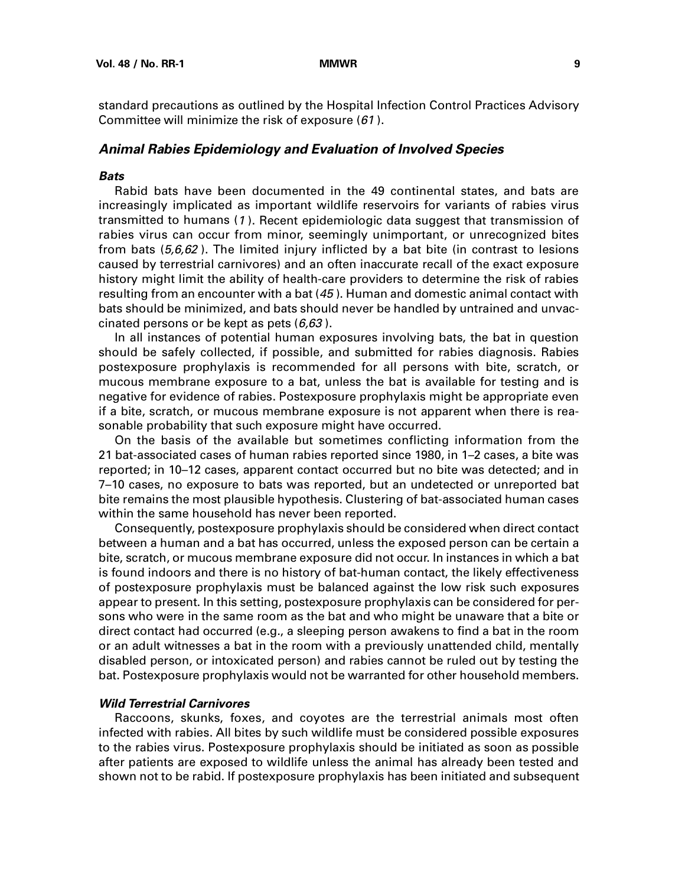standard precautions as outlined by the Hospital Infection Control Practices Advisory Committee will minimize the risk of exposure (*61*).

## *Animal Rabies Epidemiology and Evaluation of Involved Species*

### *Bats*

Rabid bats have been documented in the 49 continental states, and bats are increasingly implicated as important wildlife reservoirs for variants of rabies virus transmitted to humans (*1*). Recent epidemiologic data suggest that transmission of rabies virus can occur from minor, seemingly unimportant, or unrecognized bites from bats (*5,6,62*). The limited injury inflicted by a bat bite (in contrast to lesions caused by terrestrial carnivores) and an often inaccurate recall of the exact exposure history might limit the ability of health-care providers to determine the risk of rabies resulting from an encounter with a bat (*45*). Human and domestic animal contact with bats should be minimized, and bats should never be handled by untrained and unvaccinated persons or be kept as pets (*6,63*).

In all instances of potential human exposures involving bats, the bat in question should be safely collected, if possible, and submitted for rabies diagnosis. Rabies postexposure prophylaxis is recommended for all persons with bite, scratch, or mucous membrane exposure to a bat, unless the bat is available for testing and is negative for evidence of rabies. Postexposure prophylaxis might be appropriate even if a bite, scratch, or mucous membrane exposure is not apparent when there is reasonable probability that such exposure might have occurred.

On the basis of the available but sometimes conflicting information from the 21 bat-associated cases of human rabies reported since 1980, in 1–2 cases, a bite was reported; in 10–12 cases, apparent contact occurred but no bite was detected; and in 7–10 cases, no exposure to bats was reported, but an undetected or unreported bat bite remains the most plausible hypothesis. Clustering of bat-associated human cases within the same household has never been reported.

Consequently, postexposure prophylaxis should be considered when direct contact between a human and a bat has occurred, unless the exposed person can be certain a bite, scratch, or mucous membrane exposure did not occur. In instances in which a bat is found indoors and there is no history of bat-human contact, the likely effectiveness of postexposure prophylaxis must be balanced against the low risk such exposures appear to present. In this setting, postexposure prophylaxis can be considered for persons who were in the same room as the bat and who might be unaware that a bite or direct contact had occurred (e.g., a sleeping person awakens to find a bat in the room or an adult witnesses a bat in the room with a previously unattended child, mentally disabled person, or intoxicated person) and rabies cannot be ruled out by testing the bat. Postexposure prophylaxis would not be warranted for other household members.

### *Wild Terrestrial Carnivores*

Raccoons, skunks, foxes, and coyotes are the terrestrial animals most often infected with rabies. All bites by such wildlife must be considered possible exposures to the rabies virus. Postexposure prophylaxis should be initiated as soon as possible after patients are exposed to wildlife unless the animal has already been tested and shown not to be rabid. If postexposure prophylaxis has been initiated and subsequent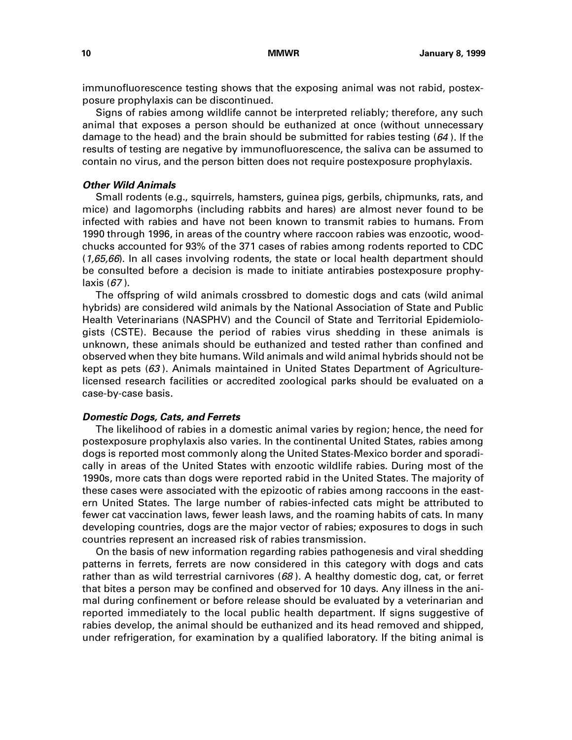immunofluorescence testing shows that the exposing animal was not rabid, postexposure prophylaxis can be discontinued.

Signs of rabies among wildlife cannot be interpreted reliably; therefore, any such animal that exposes a person should be euthanized at once (without unnecessary damage to the head) and the brain should be submitted for rabies testing (*64*). If the results of testing are negative by immunofluorescence, the saliva can be assumed to contain no virus, and the person bitten does not require postexposure prophylaxis.

#### *Other Wild Animals*

Small rodents (e.g., squirrels, hamsters, guinea pigs, gerbils, chipmunks, rats, and mice) and lagomorphs (including rabbits and hares) are almost never found to be infected with rabies and have not been known to transmit rabies to humans. From 1990 through 1996, in areas of the country where raccoon rabies was enzootic, woodchucks accounted for 93% of the 371 cases of rabies among rodents reported to CDC (*1,65,66*). In all cases involving rodents, the state or local health department should be consulted before a decision is made to initiate antirabies postexposure prophylaxis (*67*).

The offspring of wild animals crossbred to domestic dogs and cats (wild animal hybrids) are considered wild animals by the National Association of State and Public Health Veterinarians (NASPHV) and the Council of State and Territorial Epidemiologists (CSTE). Because the period of rabies virus shedding in these animals is unknown, these animals should be euthanized and tested rather than confined and observed when they bite humans. Wild animals and wild animal hybrids should not be kept as pets (*63*). Animals maintained in United States Department of Agriculture-licensed research facilities or accredited zoological parks should be evaluated on a case-by-case basis.

#### *Domestic Dogs, Cats, and Ferrets*

The likelihood of rabies in a domestic animal varies by region; hence, the need for postexposure prophylaxis also varies. In the continental United States, rabies among dogs is reported most commonly along the United States-Mexico border and sporadically in areas of the United States with enzootic wildlife rabies. During most of the 1990s, more cats than dogs were reported rabid in the United States. The majority of these cases were associated with the epizootic of rabies among raccoons in the eastern United States. The large number of rabies-infected cats might be attributed to fewer cat vaccination laws, fewer leash laws, and the roaming habits of cats. In many developing countries, dogs are the major vector of rabies; exposures to dogs in such countries represent an increased risk of rabies transmission.

On the basis of new information regarding rabies pathogenesis and viral shedding patterns in ferrets, ferrets are now considered in this category with dogs and cats rather than as wild terrestrial carnivores (*68*). A healthy domestic dog, cat, or ferret that bites a person may be confined and observed for 10 days. Any illness in the animal during confinement or before release should be evaluated by a veterinarian and reported immediately to the local public health department. If signs suggestive of rabies develop, the animal should be euthanized and its head removed and shipped, under refrigeration, for examination by a qualified laboratory. If the biting animal is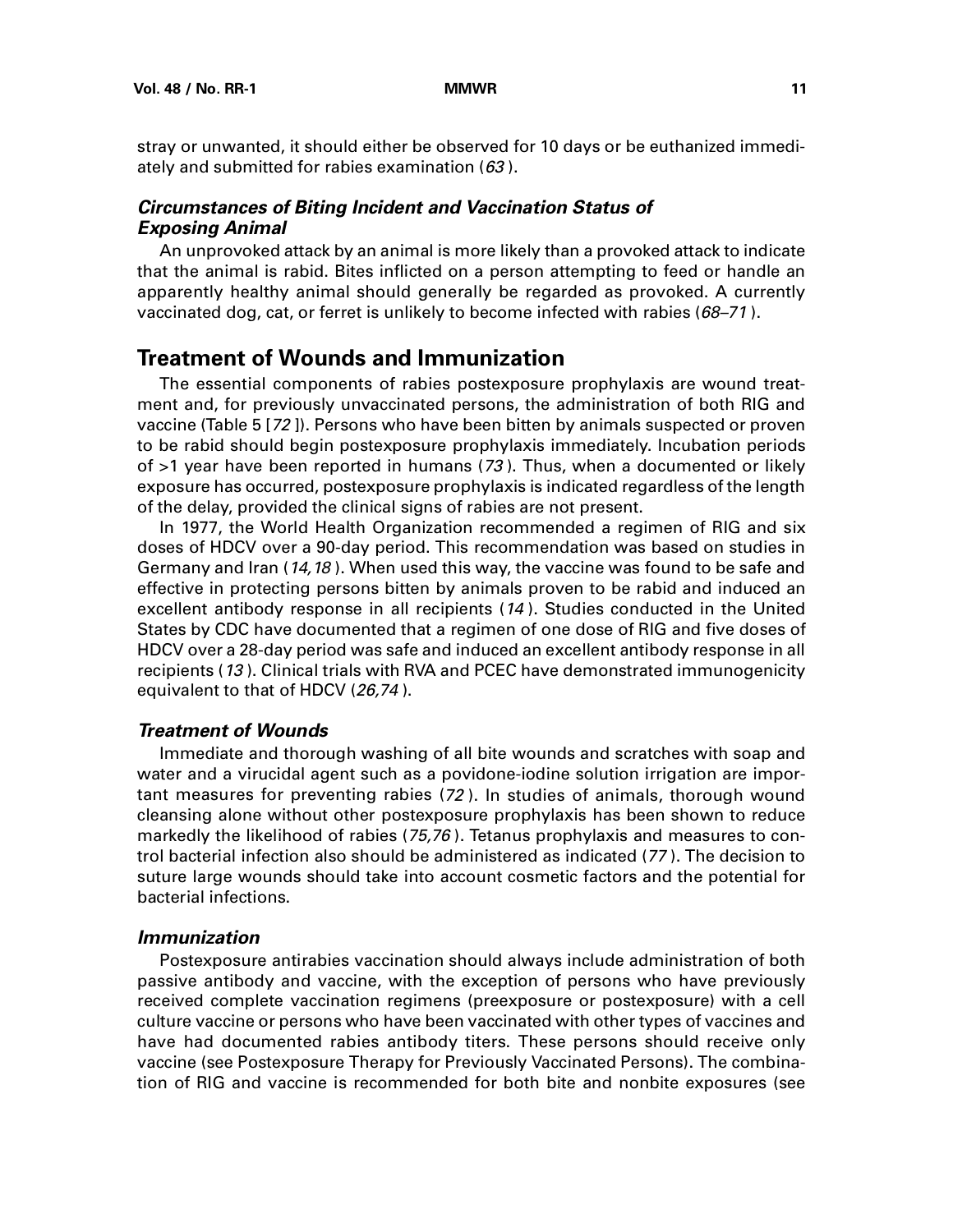stray or unwanted, it should either be observed for 10 days or be euthanized immediately and submitted for rabies examination (*63*).

### *Circumstances of Biting Incident and Vaccination Status of Exposing Animal*

An unprovoked attack by an animal is more likely than a provoked attack to indicate that the animal is rabid. Bites inflicted on a person attempting to feed or handle an apparently healthy animal should generally be regarded as provoked. A currently vaccinated dog, cat, or ferret is unlikely to become infected with rabies (*68–71*).

## Treatment of Wounds and Immunization

The essential components of rabies postexposure prophylaxis are wound treatment and, for previously unvaccinated persons, the administration of both RIG and vaccine (Table 5 [*72*]). Persons who have been bitten by animals suspected or proven to be rabid should begin postexposure prophylaxis immediately. Incubation periods of >1 year have been reported in humans (*73*). Thus, when a documented or likely exposure has occurred, postexposure prophylaxis is indicated regardless of the length of the delay, provided the clinical signs of rabies are not present.

In 1977, the World Health Organization recommended a regimen of RIG and six doses of HDCV over a 90-day period. This recommendation was based on studies in Germany and Iran (*14,18*). When used this way, the vaccine was found to be safe and effective in protecting persons bitten by animals proven to be rabid and induced an excellent antibody response in all recipients (*14*). Studies conducted in the United States by CDC have documented that a regimen of one dose of RIG and five doses of HDCV over a 28-day period was safe and induced an excellent antibody response in all recipients (*13*). Clinical trials with RVA and PCEC have demonstrated immunogenicity equivalent to that of HDCV (*26,74*).

### *Treatment of Wounds*

Immediate and thorough washing of all bite wounds and scratches with soap and water and a virucidal agent such as a povidone-iodine solution irrigation are important measures for preventing rabies (*72*). In studies of animals, thorough wound cleansing alone without other postexposure prophylaxis has been shown to reduce markedly the likelihood of rabies (*75,76*). Tetanus prophylaxis and measures to control bacterial infection also should be administered as indicated (*77*). The decision to suture large wounds should take into account cosmetic factors and the potential for bacterial infections.

### *Immunization*

Postexposure antirabies vaccination should always include administration of both passive antibody and vaccine, with the exception of persons who have previously received complete vaccination regimens (preexposure or postexposure) with a cell culture vaccine or persons who have been vaccinated with other types of vaccines and have had documented rabies antibody titers. These persons should receive only vaccine (see Postexposure Therapy for Previously Vaccinated Persons). The combination of RIG and vaccine is recommended for both bite and nonbite exposures (see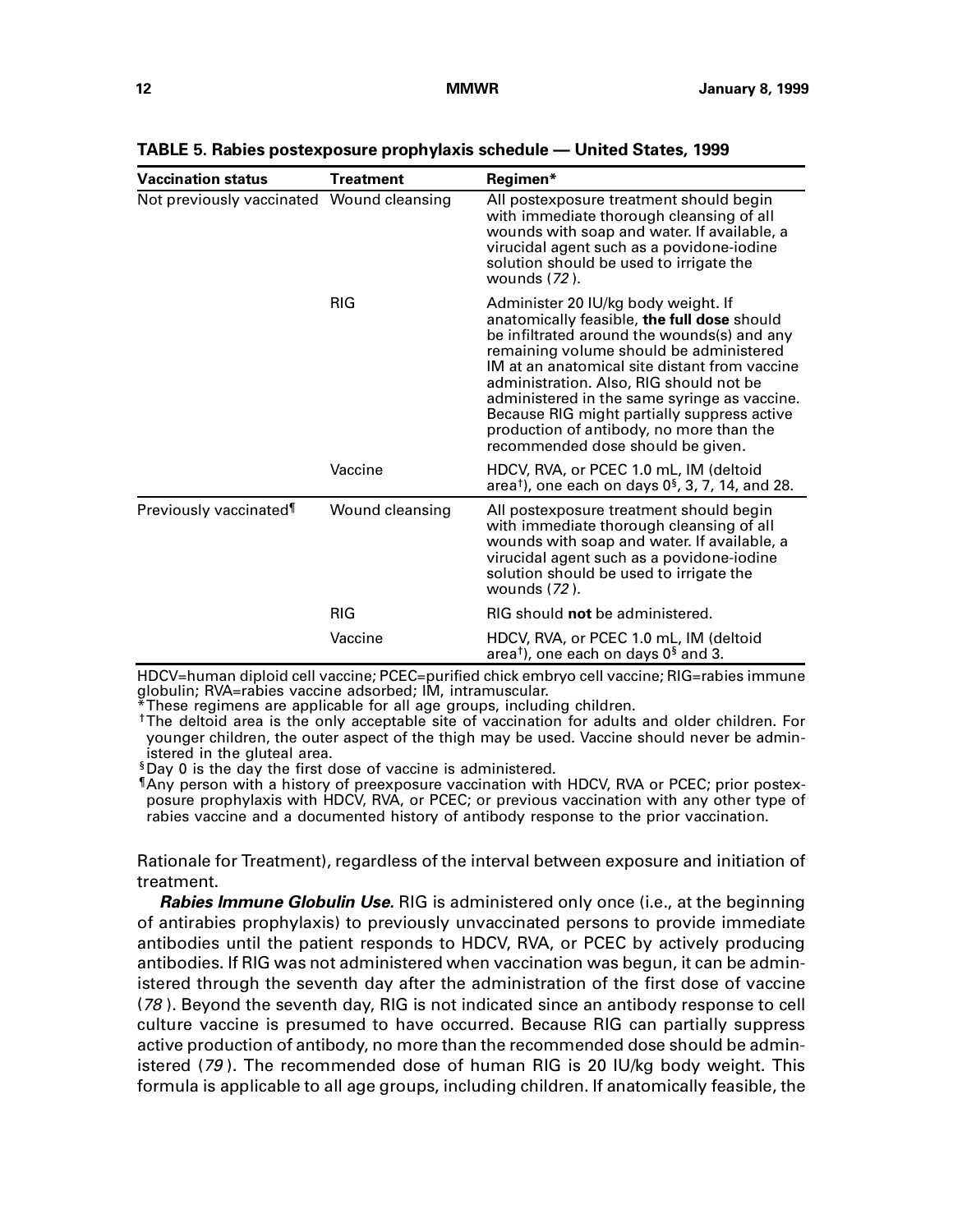**TABLE 5. Rabies postexposure prophylaxis schedule — United States, 1999**

| Vaccination status | Treatment | Regimen* |
|---|---|---|
| Not previously vaccinated | Wound cleansing | All postexposure treatment should begin with immediate thorough cleansing of all wounds with soap and water. If available, a virucidal agent such as a povidone-iodine solution should be used to irrigate the wounds (*72*). |
| | RIG | Administer 20 IU/kg body weight. If anatomically feasible, **the full dose** should be infiltrated around the wounds(s) and any remaining volume should be administered IM at an anatomical site distant from vaccine administration. Also, RIG should not be administered in the same syringe as vaccine. Because RIG might partially suppress active production of antibody, no more than the recommended dose should be given. |
| | Vaccine | HDCV, RVA, or PCEC 1.0 mL, IM (deltoid area†), one each on days 0§, 3, 7, 14, and 28. |
| Previously vaccinated¶ | Wound cleansing | All postexposure treatment should begin with immediate thorough cleansing of all wounds with soap and water. If available, a virucidal agent such as a povidone-iodine solution should be used to irrigate the wounds (*72*). |
| | RIG | RIG should **not** be administered. |
| | Vaccine | HDCV, RVA, or PCEC 1.0 mL, IM (deltoid area†), one each on days 0§ and 3. |

HDCV=human diploid cell vaccine; PCEC=purified chick embryo cell vaccine; RIG=rabies immune globulin; RVA=rabies vaccine adsorbed; IM, intramuscular.

*These regimens are applicable for all age groups, including children.

†The deltoid area is the only acceptable site of vaccination for adults and older children. For younger children, the outer aspect of the thigh may be used. Vaccine should never be administered in the gluteal area.

§Day 0 is the day the first dose of vaccine is administered.

¶Any person with a history of preexposure vaccination with HDCV, RVA or PCEC; prior postexposure prophylaxis with HDCV, RVA, or PCEC; or previous vaccination with any other type of rabies vaccine and a documented history of antibody response to the prior vaccination.

Rationale for Treatment), regardless of the interval between exposure and initiation of treatment.

***Rabies Immune Globulin Use.*** RIG is administered only once (i.e., at the beginning of antirabies prophylaxis) to previously unvaccinated persons to provide immediate antibodies until the patient responds to HDCV, RVA, or PCEC by actively producing antibodies. If RIG was not administered when vaccination was begun, it can be administered through the seventh day after the administration of the first dose of vaccine (*78*). Beyond the seventh day, RIG is not indicated since an antibody response to cell culture vaccine is presumed to have occurred. Because RIG can partially suppress active production of antibody, no more than the recommended dose should be administered (*79*). The recommended dose of human RIG is 20 IU/kg body weight. This formula is applicable to all age groups, including children. If anatomically feasible, the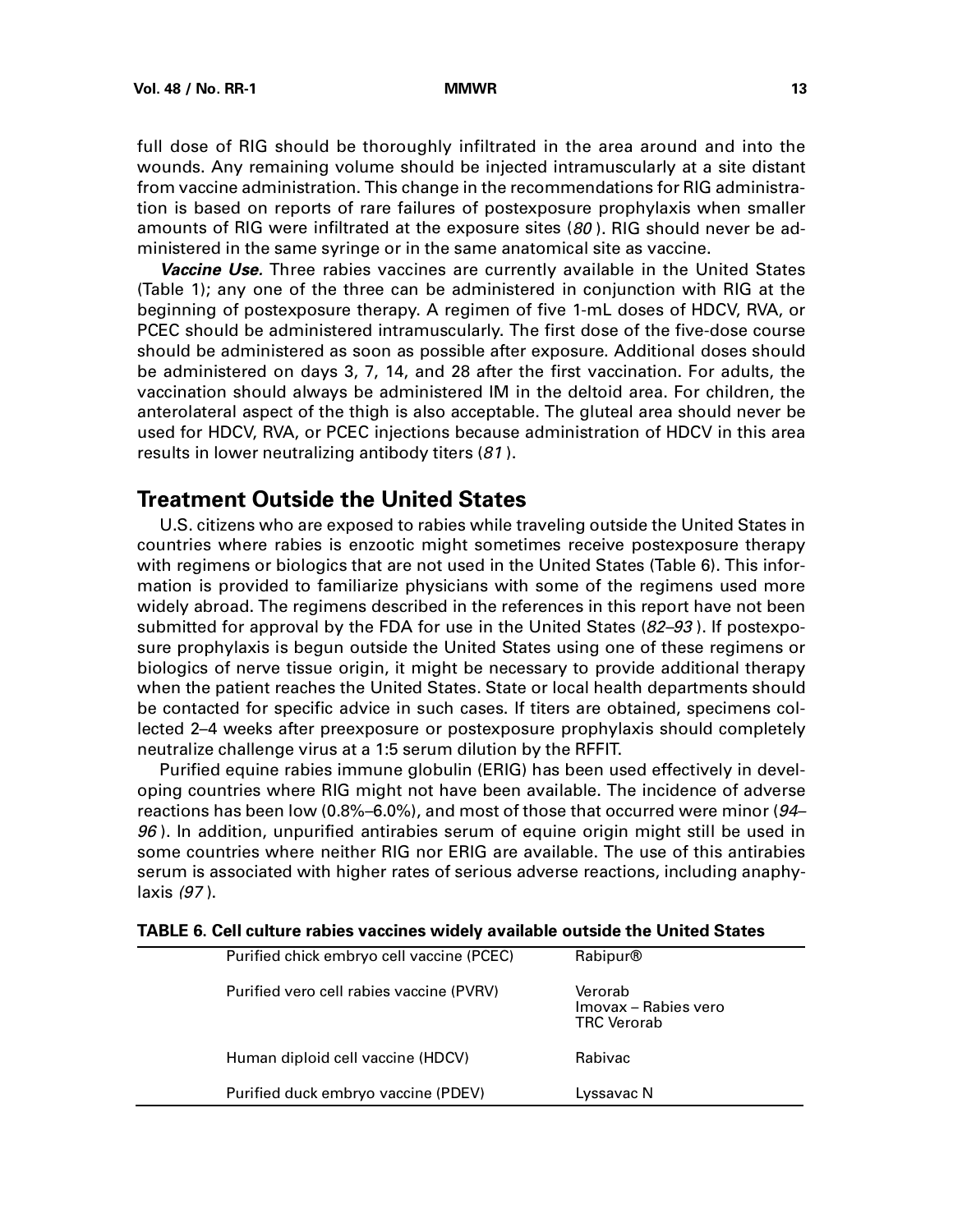full dose of RIG should be thoroughly infiltrated in the area around and into the wounds. Any remaining volume should be injected intramuscularly at a site distant from vaccine administration. This change in the recommendations for RIG administration is based on reports of rare failures of postexposure prophylaxis when smaller amounts of RIG were infiltrated at the exposure sites (*80*). RIG should never be administered in the same syringe or in the same anatomical site as vaccine.

***Vaccine Use.*** Three rabies vaccines are currently available in the United States (Table 1); any one of the three can be administered in conjunction with RIG at the beginning of postexposure therapy. A regimen of five 1-mL doses of HDCV, RVA, or PCEC should be administered intramuscularly. The first dose of the five-dose course should be administered as soon as possible after exposure. Additional doses should be administered on days 3, 7, 14, and 28 after the first vaccination. For adults, the vaccination should always be administered IM in the deltoid area. For children, the anterolateral aspect of the thigh is also acceptable. The gluteal area should never be used for HDCV, RVA, or PCEC injections because administration of HDCV in this area results in lower neutralizing antibody titers (*81*).

## Treatment Outside the United States

U.S. citizens who are exposed to rabies while traveling outside the United States in countries where rabies is enzootic might sometimes receive postexposure therapy with regimens or biologics that are not used in the United States (Table 6). This information is provided to familiarize physicians with some of the regimens used more widely abroad. The regimens described in the references in this report have not been submitted for approval by the FDA for use in the United States (*82–93*). If postexposure prophylaxis is begun outside the United States using one of these regimens or biologics of nerve tissue origin, it might be necessary to provide additional therapy when the patient reaches the United States. State or local health departments should be contacted for specific advice in such cases. If titers are obtained, specimens collected 2–4 weeks after preexposure or postexposure prophylaxis should completely neutralize challenge virus at a 1:5 serum dilution by the RFFIT.

Purified equine rabies immune globulin (ERIG) has been used effectively in developing countries where RIG might not have been available. The incidence of adverse reactions has been low (0.8%–6.0%), and most of those that occurred were minor (*94–96*). In addition, unpurified antirabies serum of equine origin might still be used in some countries where neither RIG nor ERIG are available. The use of this antirabies serum is associated with higher rates of serious adverse reactions, including anaphylaxis (*97*).

**TABLE 6. Cell culture rabies vaccines widely available outside the United States**

| | |
|---|---|
| Purified chick embryo cell vaccine (PCEC) | Rabipur® |
| Purified vero cell rabies vaccine (PVRV) | Verorab<br>Imovax – Rabies vero<br>TRC Verorab |
| Human diploid cell vaccine (HDCV) | Rabivac |
| Purified duck embryo vaccine (PDEV) | Lyssavac N |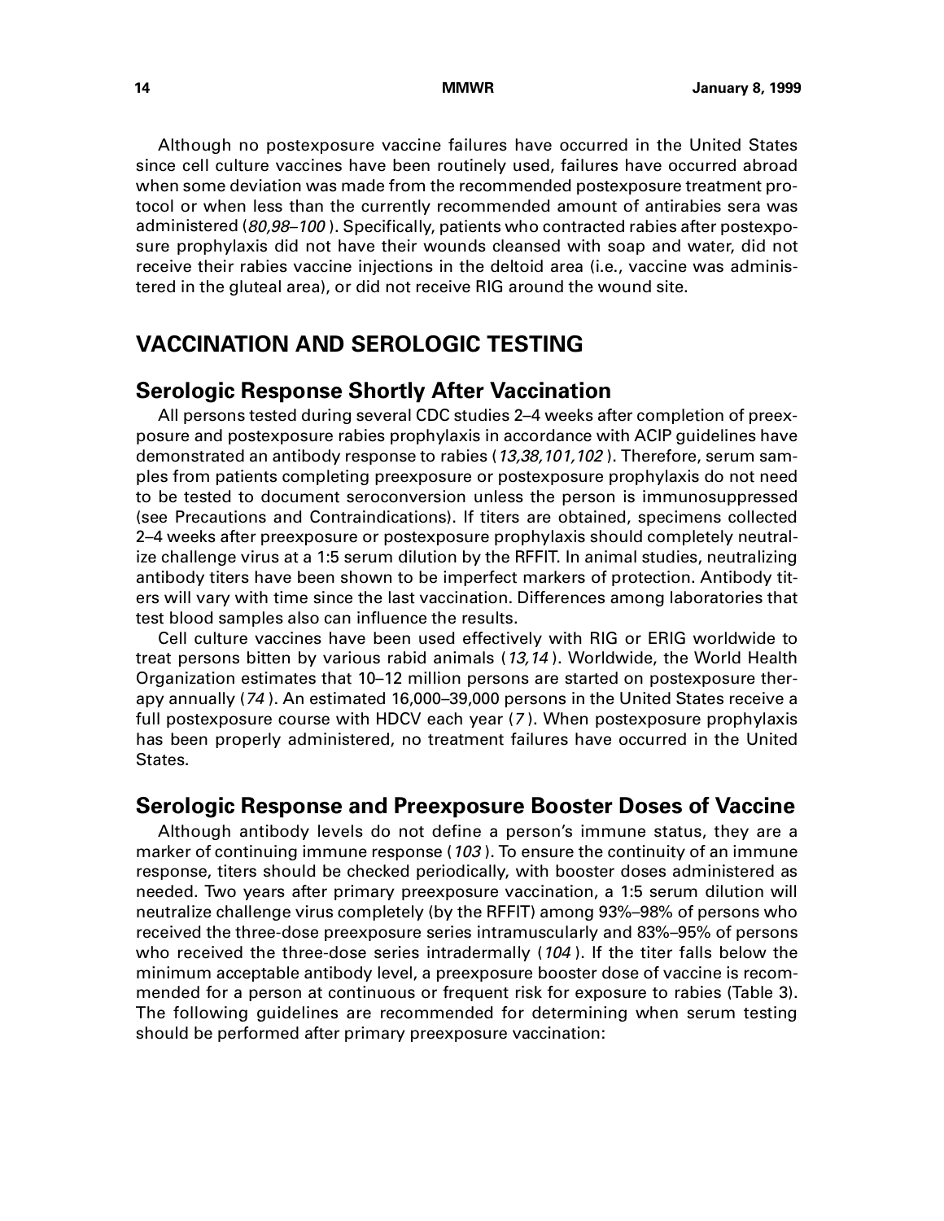Although no postexposure vaccine failures have occurred in the United States since cell culture vaccines have been routinely used, failures have occurred abroad when some deviation was made from the recommended postexposure treatment protocol or when less than the currently recommended amount of antirabies sera was administered (*80,98–100*). Specifically, patients who contracted rabies after postexposure prophylaxis did not have their wounds cleansed with soap and water, did not receive their rabies vaccine injections in the deltoid area (i.e., vaccine was administered in the gluteal area), or did not receive RIG around the wound site.

## VACCINATION AND SEROLOGIC TESTING

### Serologic Response Shortly After Vaccination

All persons tested during several CDC studies 2–4 weeks after completion of preexposure and postexposure rabies prophylaxis in accordance with ACIP guidelines have demonstrated an antibody response to rabies (*13,38,101,102*). Therefore, serum samples from patients completing preexposure or postexposure prophylaxis do not need to be tested to document seroconversion unless the person is immunosuppressed (see Precautions and Contraindications). If titers are obtained, specimens collected 2–4 weeks after preexposure or postexposure prophylaxis should completely neutralize challenge virus at a 1:5 serum dilution by the RFFIT. In animal studies, neutralizing antibody titers have been shown to be imperfect markers of protection. Antibody titers will vary with time since the last vaccination. Differences among laboratories that test blood samples also can influence the results.

Cell culture vaccines have been used effectively with RIG or ERIG worldwide to treat persons bitten by various rabid animals (*13,14*). Worldwide, the World Health Organization estimates that 10–12 million persons are started on postexposure therapy annually (*74*). An estimated 16,000–39,000 persons in the United States receive a full postexposure course with HDCV each year (*7*). When postexposure prophylaxis has been properly administered, no treatment failures have occurred in the United States.

### Serologic Response and Preexposure Booster Doses of Vaccine

Although antibody levels do not define a person's immune status, they are a marker of continuing immune response (*103*). To ensure the continuity of an immune response, titers should be checked periodically, with booster doses administered as needed. Two years after primary preexposure vaccination, a 1:5 serum dilution will neutralize challenge virus completely (by the RFFIT) among 93%–98% of persons who received the three-dose preexposure series intramuscularly and 83%–95% of persons who received the three-dose series intradermally (*104*). If the titer falls below the minimum acceptable antibody level, a preexposure booster dose of vaccine is recommended for a person at continuous or frequent risk for exposure to rabies (Table 3). The following guidelines are recommended for determining when serum testing should be performed after primary preexposure vaccination: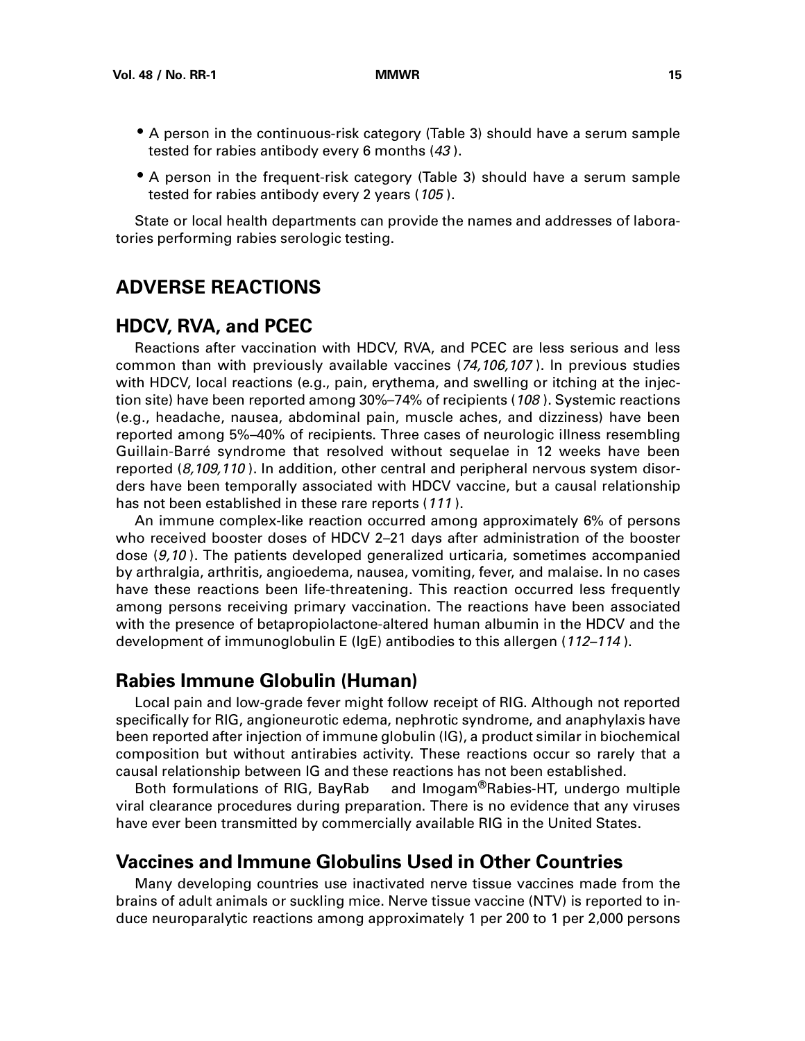- A person in the continuous-risk category (Table 3) should have a serum sample tested for rabies antibody every 6 months (*43*).
- A person in the frequent-risk category (Table 3) should have a serum sample tested for rabies antibody every 2 years (*105*).

State or local health departments can provide the names and addresses of laboratories performing rabies serologic testing.

## ADVERSE REACTIONS

## HDCV, RVA, and PCEC

Reactions after vaccination with HDCV, RVA, and PCEC are less serious and less common than with previously available vaccines (*74,106,107*). In previous studies with HDCV, local reactions (e.g., pain, erythema, and swelling or itching at the injection site) have been reported among 30%–74% of recipients (*108*). Systemic reactions (e.g., headache, nausea, abdominal pain, muscle aches, and dizziness) have been reported among 5%–40% of recipients. Three cases of neurologic illness resembling Guillain-Barré syndrome that resolved without sequelae in 12 weeks have been reported (*8,109,110*). In addition, other central and peripheral nervous system disorders have been temporally associated with HDCV vaccine, but a causal relationship has not been established in these rare reports (*111*).

An immune complex-like reaction occurred among approximately 6% of persons who received booster doses of HDCV 2–21 days after administration of the booster dose (*9,10*). The patients developed generalized urticaria, sometimes accompanied by arthralgia, arthritis, angioedema, nausea, vomiting, fever, and malaise. In no cases have these reactions been life-threatening. This reaction occurred less frequently among persons receiving primary vaccination. The reactions have been associated with the presence of betapropiolactone-altered human albumin in the HDCV and the development of immunoglobulin E (IgE) antibodies to this allergen (*112–114*).

## Rabies Immune Globulin (Human)

Local pain and low-grade fever might follow receipt of RIG. Although not reported specifically for RIG, angioneurotic edema, nephrotic syndrome, and anaphylaxis have been reported after injection of immune globulin (IG), a product similar in biochemical composition but without antirabies activity. These reactions occur so rarely that a causal relationship between IG and these reactions has not been established.

Both formulations of RIG, BayRab and Imogam®Rabies-HT, undergo multiple viral clearance procedures during preparation. There is no evidence that any viruses have ever been transmitted by commercially available RIG in the United States.

## Vaccines and Immune Globulins Used in Other Countries

Many developing countries use inactivated nerve tissue vaccines made from the brains of adult animals or suckling mice. Nerve tissue vaccine (NTV) is reported to induce neuroparalytic reactions among approximately 1 per 200 to 1 per 2,000 persons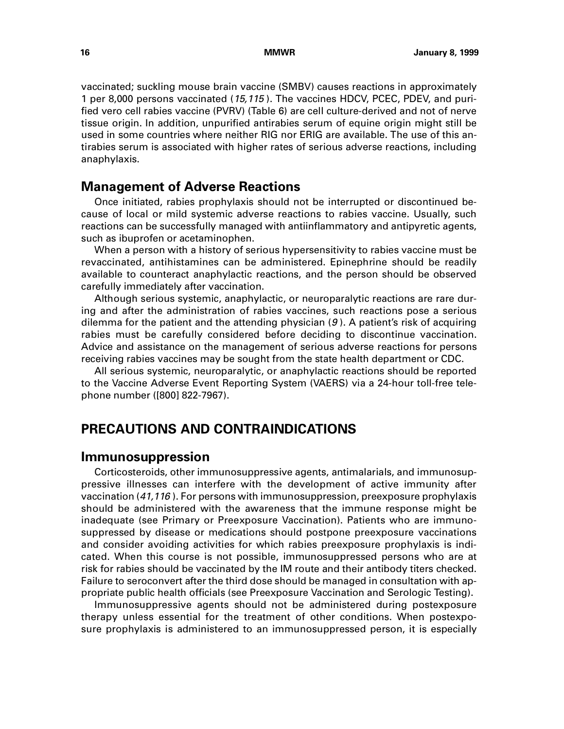vaccinated; suckling mouse brain vaccine (SMBV) causes reactions in approximately 1 per 8,000 persons vaccinated (*15,115*). The vaccines HDCV, PCEC, PDEV, and purified vero cell rabies vaccine (PVRV) (Table 6) are cell culture-derived and not of nerve tissue origin. In addition, unpurified antirabies serum of equine origin might still be used in some countries where neither RIG nor ERIG are available. The use of this antirabies serum is associated with higher rates of serious adverse reactions, including anaphylaxis.

## Management of Adverse Reactions

Once initiated, rabies prophylaxis should not be interrupted or discontinued because of local or mild systemic adverse reactions to rabies vaccine. Usually, such reactions can be successfully managed with antiinflammatory and antipyretic agents, such as ibuprofen or acetaminophen.

When a person with a history of serious hypersensitivity to rabies vaccine must be revaccinated, antihistamines can be administered. Epinephrine should be readily available to counteract anaphylactic reactions, and the person should be observed carefully immediately after vaccination.

Although serious systemic, anaphylactic, or neuroparalytic reactions are rare during and after the administration of rabies vaccines, such reactions pose a serious dilemma for the patient and the attending physician (*9*). A patient's risk of acquiring rabies must be carefully considered before deciding to discontinue vaccination. Advice and assistance on the management of serious adverse reactions for persons receiving rabies vaccines may be sought from the state health department or CDC.

All serious systemic, neuroparalytic, or anaphylactic reactions should be reported to the Vaccine Adverse Event Reporting System (VAERS) via a 24-hour toll-free telephone number ([800] 822-7967).

# PRECAUTIONS AND CONTRAINDICATIONS

## Immunosuppression

Corticosteroids, other immunosuppressive agents, antimalarials, and immunosuppressive illnesses can interfere with the development of active immunity after vaccination (*41,116*). For persons with immunosuppression, preexposure prophylaxis should be administered with the awareness that the immune response might be inadequate (see Primary or Preexposure Vaccination). Patients who are immunosuppressed by disease or medications should postpone preexposure vaccinations and consider avoiding activities for which rabies preexposure prophylaxis is indicated. When this course is not possible, immunosuppressed persons who are at risk for rabies should be vaccinated by the IM route and their antibody titers checked. Failure to seroconvert after the third dose should be managed in consultation with appropriate public health officials (see Preexposure Vaccination and Serologic Testing).

Immunosuppressive agents should not be administered during postexposure therapy unless essential for the treatment of other conditions. When postexposure prophylaxis is administered to an immunosuppressed person, it is especially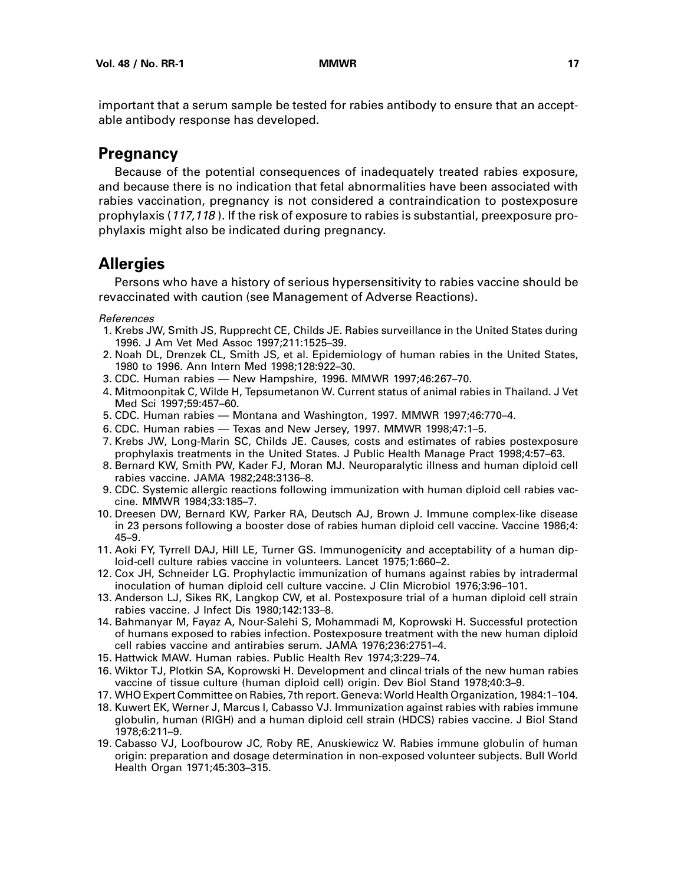important that a serum sample be tested for rabies antibody to ensure that an acceptable antibody response has developed.

## Pregnancy

Because of the potential consequences of inadequately treated rabies exposure, and because there is no indication that fetal abnormalities have been associated with rabies vaccination, pregnancy is not considered a contraindication to postexposure prophylaxis (*117,118*). If the risk of exposure to rabies is substantial, preexposure prophylaxis might also be indicated during pregnancy.

## Allergies

Persons who have a history of serious hypersensitivity to rabies vaccine should be revaccinated with caution (see Management of Adverse Reactions).

*References*

1. Krebs JW, Smith JS, Rupprecht CE, Childs JE. Rabies surveillance in the United States during 1996. J Am Vet Med Assoc 1997;211:1525–39.
2. Noah DL, Drenzek CL, Smith JS, et al. Epidemiology of human rabies in the United States, 1980 to 1996. Ann Intern Med 1998;128:922–30.
3. CDC. Human rabies — New Hampshire, 1996. MMWR 1997;46:267–70.
4. Mitmoonpitak C, Wilde H, Tepsumetanon W. Current status of animal rabies in Thailand. J Vet Med Sci 1997;59:457–60.
5. CDC. Human rabies — Montana and Washington, 1997. MMWR 1997;46:770–4.
6. CDC. Human rabies — Texas and New Jersey, 1997. MMWR 1998;47:1–5.
7. Krebs JW, Long-Marin SC, Childs JE. Causes, costs and estimates of rabies postexposure prophylaxis treatments in the United States. J Public Health Manage Pract 1998;4:57–63.
8. Bernard KW, Smith PW, Kader FJ, Moran MJ. Neuroparalytic illness and human diploid cell rabies vaccine. JAMA 1982;248:3136–8.
9. CDC. Systemic allergic reactions following immunization with human diploid cell rabies vaccine. MMWR 1984;33:185–7.
10. Dreesen DW, Bernard KW, Parker RA, Deutsch AJ, Brown J. Immune complex-like disease in 23 persons following a booster dose of rabies human diploid cell vaccine. Vaccine 1986;4:45–9.
11. Aoki FY, Tyrrell DAJ, Hill LE, Turner GS. Immunogenicity and acceptability of a human diploid-cell culture rabies vaccine in volunteers. Lancet 1975;1:660–2.
12. Cox JH, Schneider LG. Prophylactic immunization of humans against rabies by intradermal inoculation of human diploid cell culture vaccine. J Clin Microbiol 1976;3:96–101.
13. Anderson LJ, Sikes RK, Langkop CW, et al. Postexposure trial of a human diploid cell strain rabies vaccine. J Infect Dis 1980;142:133–8.
14. Bahmanyar M, Fayaz A, Nour-Salehi S, Mohammadi M, Koprowski H. Successful protection of humans exposed to rabies infection. Postexposure treatment with the new human diploid cell rabies vaccine and antirabies serum. JAMA 1976;236:2751–4.
15. Hattwick MAW. Human rabies. Public Health Rev 1974;3:229–74.
16. Wiktor TJ, Plotkin SA, Koprowski H. Development and clincal trials of the new human rabies vaccine of tissue culture (human diploid cell) origin. Dev Biol Stand 1978;40:3–9.
17. WHO Expert Committee on Rabies, 7th report. Geneva: World Health Organization, 1984:1–104.
18. Kuwert EK, Werner J, Marcus I, Cabasso VJ. Immunization against rabies with rabies immune globulin, human (RIGH) and a human diploid cell strain (HDCS) rabies vaccine. J Biol Stand 1978;6:211–9.
19. Cabasso VJ, Loofbourow JC, Roby RE, Anuskiewicz W. Rabies immune globulin of human origin: preparation and dosage determination in non-exposed volunteer subjects. Bull World Health Organ 1971;45:303–315.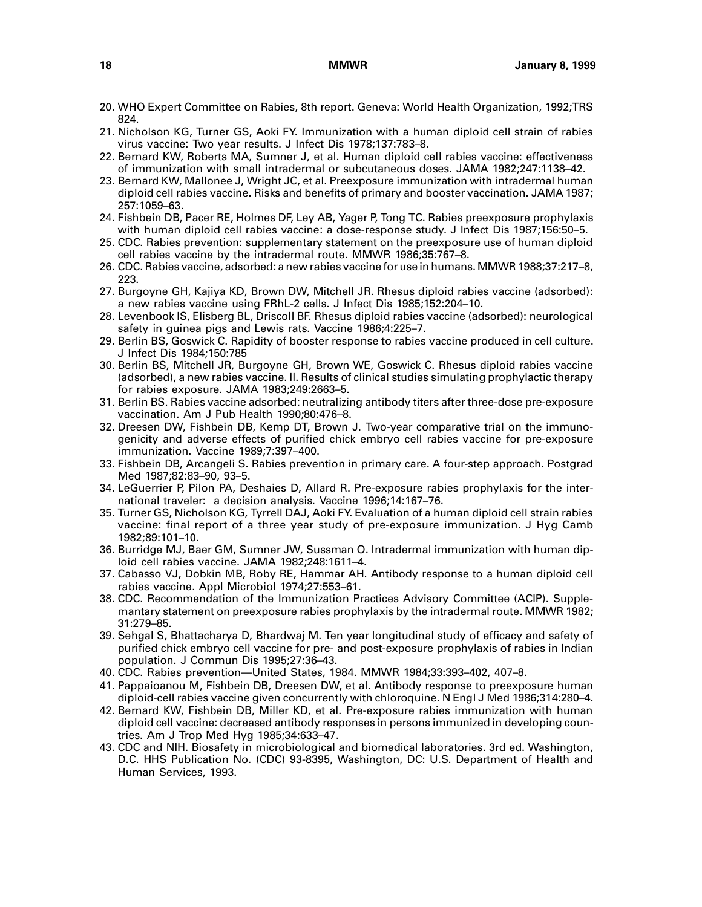20. WHO Expert Committee on Rabies, 8th report. Geneva: World Health Organization, 1992;TRS 824.
21. Nicholson KG, Turner GS, Aoki FY. Immunization with a human diploid cell strain of rabies virus vaccine: Two year results. J Infect Dis 1978;137:783–8.
22. Bernard KW, Roberts MA, Sumner J, et al. Human diploid cell rabies vaccine: effectiveness of immunization with small intradermal or subcutaneous doses. JAMA 1982;247:1138–42.
23. Bernard KW, Mallonee J, Wright JC, et al. Preexposure immunization with intradermal human diploid cell rabies vaccine. Risks and benefits of primary and booster vaccination. JAMA 1987; 257:1059–63.
24. Fishbein DB, Pacer RE, Holmes DF, Ley AB, Yager P, Tong TC. Rabies preexposure prophylaxis with human diploid cell rabies vaccine: a dose-response study. J Infect Dis 1987;156:50–5.
25. CDC. Rabies prevention: supplementary statement on the preexposure use of human diploid cell rabies vaccine by the intradermal route. MMWR 1986;35:767–8.
26. CDC. Rabies vaccine, adsorbed: a new rabies vaccine for use in humans. MMWR 1988;37:217–8, 223.
27. Burgoyne GH, Kajiya KD, Brown DW, Mitchell JR. Rhesus diploid rabies vaccine (adsorbed): a new rabies vaccine using FRhL-2 cells. J Infect Dis 1985;152:204–10.
28. Levenbook IS, Elisberg BL, Driscoll BF. Rhesus diploid rabies vaccine (adsorbed): neurological safety in guinea pigs and Lewis rats. Vaccine 1986;4:225–7.
29. Berlin BS, Goswick C. Rapidity of booster response to rabies vaccine produced in cell culture. J Infect Dis 1984;150:785
30. Berlin BS, Mitchell JR, Burgoyne GH, Brown WE, Goswick C. Rhesus diploid rabies vaccine (adsorbed), a new rabies vaccine. II. Results of clinical studies simulating prophylactic therapy for rabies exposure. JAMA 1983;249:2663–5.
31. Berlin BS. Rabies vaccine adsorbed: neutralizing antibody titers after three-dose pre-exposure vaccination. Am J Pub Health 1990;80:476–8.
32. Dreesen DW, Fishbein DB, Kemp DT, Brown J. Two-year comparative trial on the immunogenicity and adverse effects of purified chick embryo cell rabies vaccine for pre-exposure immunization. Vaccine 1989;7:397–400.
33. Fishbein DB, Arcangeli S. Rabies prevention in primary care. A four-step approach. Postgrad Med 1987;82:83–90, 93–5.
34. LeGuerrier P, Pilon PA, Deshaies D, Allard R. Pre-exposure rabies prophylaxis for the international traveler: a decision analysis. Vaccine 1996;14:167–76.
35. Turner GS, Nicholson KG, Tyrrell DAJ, Aoki FY. Evaluation of a human diploid cell strain rabies vaccine: final report of a three year study of pre-exposure immunization. J Hyg Camb 1982;89:101–10.
36. Burridge MJ, Baer GM, Sumner JW, Sussman O. Intradermal immunization with human diploid cell rabies vaccine. JAMA 1982;248:1611–4.
37. Cabasso VJ, Dobkin MB, Roby RE, Hammar AH. Antibody response to a human diploid cell rabies vaccine. Appl Microbiol 1974;27:553–61.
38. CDC. Recommendation of the Immunization Practices Advisory Committee (ACIP). Supplemantary statement on preexposure rabies prophylaxis by the intradermal route. MMWR 1982; 31:279–85.
39. Sehgal S, Bhattacharya D, Bhardwaj M. Ten year longitudinal study of efficacy and safety of purified chick embryo cell vaccine for pre- and post-exposure prophylaxis of rabies in Indian population. J Commun Dis 1995;27:36–43.
40. CDC. Rabies prevention—United States, 1984. MMWR 1984;33:393–402, 407–8.
41. Pappaioanou M, Fishbein DB, Dreesen DW, et al. Antibody response to preexposure human diploid-cell rabies vaccine given concurrently with chloroquine. N Engl J Med 1986;314:280–4.
42. Bernard KW, Fishbein DB, Miller KD, et al. Pre-exposure rabies immunization with human diploid cell vaccine: decreased antibody responses in persons immunized in developing countries. Am J Trop Med Hyg 1985;34:633–47.
43. CDC and NIH. Biosafety in microbiological and biomedical laboratories. 3rd ed. Washington, D.C. HHS Publication No. (CDC) 93-8395, Washington, DC: U.S. Department of Health and Human Services, 1993.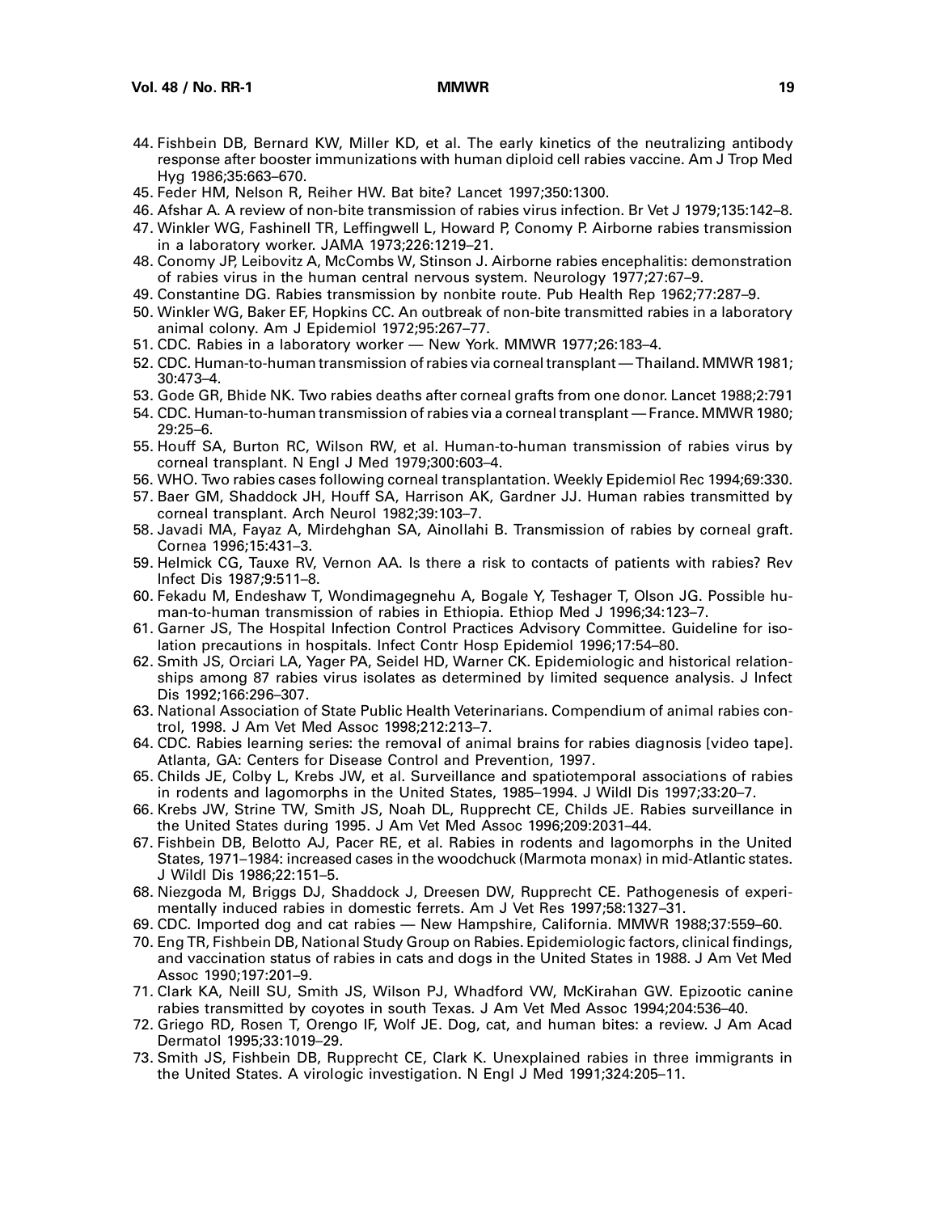44. Fishbein DB, Bernard KW, Miller KD, et al. The early kinetics of the neutralizing antibody response after booster immunizations with human diploid cell rabies vaccine. Am J Trop Med Hyg 1986;35:663–670.
45. Feder HM, Nelson R, Reiher HW. Bat bite? Lancet 1997;350:1300.
46. Afshar A. A review of non-bite transmission of rabies virus infection. Br Vet J 1979;135:142–8.
47. Winkler WG, Fashinell TR, Leffingwell L, Howard P, Conomy P. Airborne rabies transmission in a laboratory worker. JAMA 1973;226:1219–21.
48. Conomy JP, Leibovitz A, McCombs W, Stinson J. Airborne rabies encephalitis: demonstration of rabies virus in the human central nervous system. Neurology 1977;27:67–9.
49. Constantine DG. Rabies transmission by nonbite route. Pub Health Rep 1962;77:287–9.
50. Winkler WG, Baker EF, Hopkins CC. An outbreak of non-bite transmitted rabies in a laboratory animal colony. Am J Epidemiol 1972;95:267–77.
51. CDC. Rabies in a laboratory worker — New York. MMWR 1977;26:183–4.
52. CDC. Human-to-human transmission of rabies via corneal transplant — Thailand. MMWR 1981; 30:473–4.
53. Gode GR, Bhide NK. Two rabies deaths after corneal grafts from one donor. Lancet 1988;2:791
54. CDC. Human-to-human transmission of rabies via a corneal transplant — France. MMWR 1980; 29:25–6.
55. Houff SA, Burton RC, Wilson RW, et al. Human-to-human transmission of rabies virus by corneal transplant. N Engl J Med 1979;300:603–4.
56. WHO. Two rabies cases following corneal transplantation. Weekly Epidemiol Rec 1994;69:330.
57. Baer GM, Shaddock JH, Houff SA, Harrison AK, Gardner JJ. Human rabies transmitted by corneal transplant. Arch Neurol 1982;39:103–7.
58. Javadi MA, Fayaz A, Mirdehghan SA, Ainollahi B. Transmission of rabies by corneal graft. Cornea 1996;15:431–3.
59. Helmick CG, Tauxe RV, Vernon AA. Is there a risk to contacts of patients with rabies? Rev Infect Dis 1987;9:511–8.
60. Fekadu M, Endeshaw T, Wondimagegnehu A, Bogale Y, Teshager T, Olson JG. Possible human-to-human transmission of rabies in Ethiopia. Ethiop Med J 1996;34:123–7.
61. Garner JS, The Hospital Infection Control Practices Advisory Committee. Guideline for isolation precautions in hospitals. Infect Contr Hosp Epidemiol 1996;17:54–80.
62. Smith JS, Orciari LA, Yager PA, Seidel HD, Warner CK. Epidemiologic and historical relationships among 87 rabies virus isolates as determined by limited sequence analysis. J Infect Dis 1992;166:296–307.
63. National Association of State Public Health Veterinarians. Compendium of animal rabies control, 1998. J Am Vet Med Assoc 1998;212:213–7.
64. CDC. Rabies learning series: the removal of animal brains for rabies diagnosis [video tape]. Atlanta, GA: Centers for Disease Control and Prevention, 1997.
65. Childs JE, Colby L, Krebs JW, et al. Surveillance and spatiotemporal associations of rabies in rodents and lagomorphs in the United States, 1985–1994. J Wildl Dis 1997;33:20–7.
66. Krebs JW, Strine TW, Smith JS, Noah DL, Rupprecht CE, Childs JE. Rabies surveillance in the United States during 1995. J Am Vet Med Assoc 1996;209:2031–44.
67. Fishbein DB, Belotto AJ, Pacer RE, et al. Rabies in rodents and lagomorphs in the United States, 1971–1984: increased cases in the woodchuck (Marmota monax) in mid-Atlantic states. J Wildl Dis 1986;22:151–5.
68. Niezgoda M, Briggs DJ, Shaddock J, Dreesen DW, Rupprecht CE. Pathogenesis of experimentally induced rabies in domestic ferrets. Am J Vet Res 1997;58:1327–31.
69. CDC. Imported dog and cat rabies — New Hampshire, California. MMWR 1988;37:559–60.
70. Eng TR, Fishbein DB, National Study Group on Rabies. Epidemiologic factors, clinical findings, and vaccination status of rabies in cats and dogs in the United States in 1988. J Am Vet Med Assoc 1990;197:201–9.
71. Clark KA, Neill SU, Smith JS, Wilson PJ, Whadford VW, McKirahan GW. Epizootic canine rabies transmitted by coyotes in south Texas. J Am Vet Med Assoc 1994;204:536–40.
72. Griego RD, Rosen T, Orengo IF, Wolf JE. Dog, cat, and human bites: a review. J Am Acad Dermatol 1995;33:1019–29.
73. Smith JS, Fishbein DB, Rupprecht CE, Clark K. Unexplained rabies in three immigrants in the United States. A virologic investigation. N Engl J Med 1991;324:205–11.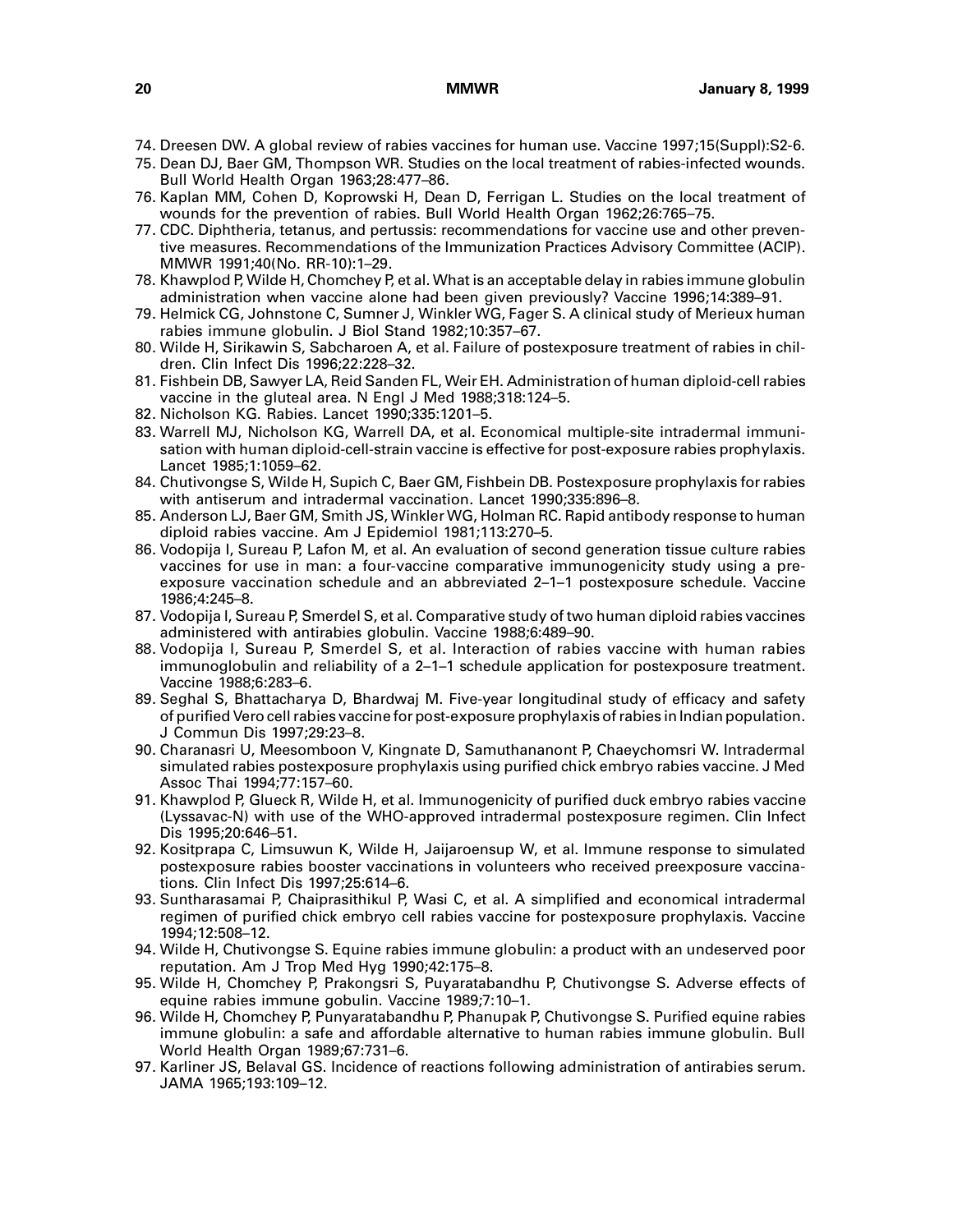74. Dreesen DW. A global review of rabies vaccines for human use. Vaccine 1997;15(Suppl):S2-6.
75. Dean DJ, Baer GM, Thompson WR. Studies on the local treatment of rabies-infected wounds. Bull World Health Organ 1963;28:477–86.
76. Kaplan MM, Cohen D, Koprowski H, Dean D, Ferrigan L. Studies on the local treatment of wounds for the prevention of rabies. Bull World Health Organ 1962;26:765–75.
77. CDC. Diphtheria, tetanus, and pertussis: recommendations for vaccine use and other preventive measures. Recommendations of the Immunization Practices Advisory Committee (ACIP). MMWR 1991;40(No. RR-10):1–29.
78. Khawplod P, Wilde H, Chomchey P, et al. What is an acceptable delay in rabies immune globulin administration when vaccine alone had been given previously? Vaccine 1996;14:389–91.
79. Helmick CG, Johnstone C, Sumner J, Winkler WG, Fager S. A clinical study of Merieux human rabies immune globulin. J Biol Stand 1982;10:357–67.
80. Wilde H, Sirikawin S, Sabcharoen A, et al. Failure of postexposure treatment of rabies in children. Clin Infect Dis 1996;22:228–32.
81. Fishbein DB, Sawyer LA, Reid Sanden FL, Weir EH. Administration of human diploid-cell rabies vaccine in the gluteal area. N Engl J Med 1988;318:124–5.
82. Nicholson KG. Rabies. Lancet 1990;335:1201–5.
83. Warrell MJ, Nicholson KG, Warrell DA, et al. Economical multiple-site intradermal immunisation with human diploid-cell-strain vaccine is effective for post-exposure rabies prophylaxis. Lancet 1985;1:1059–62.
84. Chutivongse S, Wilde H, Supich C, Baer GM, Fishbein DB. Postexposure prophylaxis for rabies with antiserum and intradermal vaccination. Lancet 1990;335:896–8.
85. Anderson LJ, Baer GM, Smith JS, Winkler WG, Holman RC. Rapid antibody response to human diploid rabies vaccine. Am J Epidemiol 1981;113:270–5.
86. Vodopija I, Sureau P, Lafon M, et al. An evaluation of second generation tissue culture rabies vaccines for use in man: a four-vaccine comparative immunogenicity study using a pre-exposure vaccination schedule and an abbreviated 2–1–1 postexposure schedule. Vaccine 1986;4:245–8.
87. Vodopija I, Sureau P, Smerdel S, et al. Comparative study of two human diploid rabies vaccines administered with antirabies globulin. Vaccine 1988;6:489–90.
88. Vodopija I, Sureau P, Smerdel S, et al. Interaction of rabies vaccine with human rabies immunoglobulin and reliability of a 2–1–1 schedule application for postexposure treatment. Vaccine 1988;6:283–6.
89. Seghal S, Bhattacharya D, Bhardwaj M. Five-year longitudinal study of efficacy and safety of purified Vero cell rabies vaccine for post-exposure prophylaxis of rabies in Indian population. J Commun Dis 1997;29:23–8.
90. Charanasri U, Meesomboon V, Kingnate D, Samuthananont P, Chaeychomsri W. Intradermal simulated rabies postexposure prophylaxis using purified chick embryo rabies vaccine. J Med Assoc Thai 1994;77:157–60.
91. Khawplod P, Glueck R, Wilde H, et al. Immunogenicity of purified duck embryo rabies vaccine (Lyssavac-N) with use of the WHO-approved intradermal postexposure regimen. Clin Infect Dis 1995;20:646–51.
92. Kositprapa C, Limsuwun K, Wilde H, Jaijaroensup W, et al. Immune response to simulated postexposure rabies booster vaccinations in volunteers who received preexposure vaccinations. Clin Infect Dis 1997;25:614–6.
93. Suntharasamai P, Chaiprasithikul P, Wasi C, et al. A simplified and economical intradermal regimen of purified chick embryo cell rabies vaccine for postexposure prophylaxis. Vaccine 1994;12:508–12.
94. Wilde H, Chutivongse S. Equine rabies immune globulin: a product with an undeserved poor reputation. Am J Trop Med Hyg 1990;42:175–8.
95. Wilde H, Chomchey P, Prakongsri S, Puyaratabandhu P, Chutivongse S. Adverse effects of equine rabies immune gobulin. Vaccine 1989;7:10–1.
96. Wilde H, Chomchey P, Punyaratabandhu P, Phanupak P, Chutivongse S. Purified equine rabies immune globulin: a safe and affordable alternative to human rabies immune globulin. Bull World Health Organ 1989;67:731–6.
97. Karliner JS, Belaval GS. Incidence of reactions following administration of antirabies serum. JAMA 1965;193:109–12.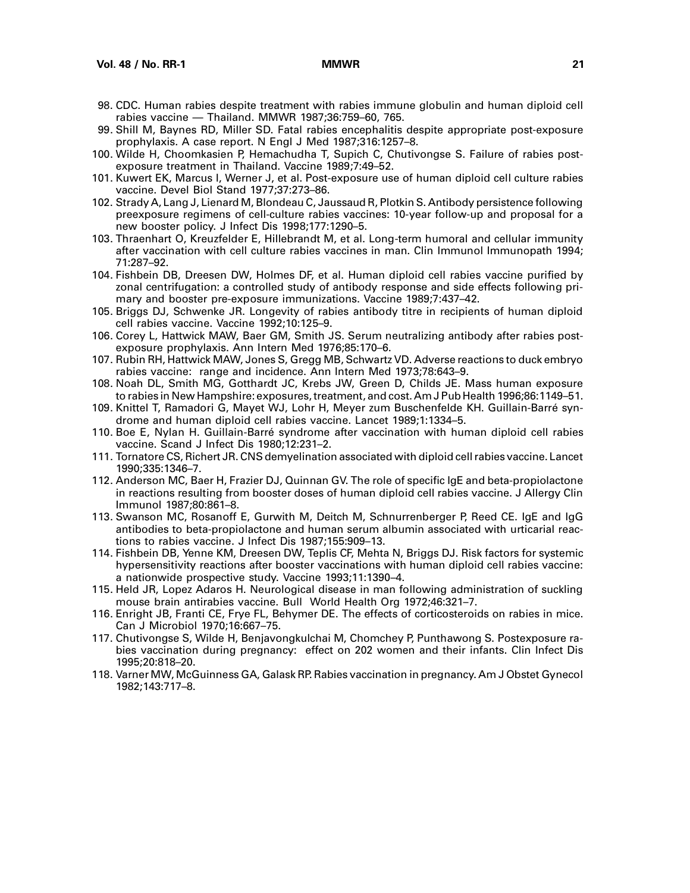98. CDC. Human rabies despite treatment with rabies immune globulin and human diploid cell rabies vaccine — Thailand. MMWR 1987;36:759–60, 765.
99. Shill M, Baynes RD, Miller SD. Fatal rabies encephalitis despite appropriate post-exposure prophylaxis. A case report. N Engl J Med 1987;316:1257–8.
100. Wilde H, Choomkasien P, Hemachudha T, Supich C, Chutivongse S. Failure of rabies post-exposure treatment in Thailand. Vaccine 1989;7:49–52.
101. Kuwert EK, Marcus I, Werner J, et al. Post-exposure use of human diploid cell culture rabies vaccine. Devel Biol Stand 1977;37:273–86.
102. Strady A, Lang J, Lienard M, Blondeau C, Jaussaud R, Plotkin S. Antibody persistence following preexposure regimens of cell-culture rabies vaccines: 10-year follow-up and proposal for a new booster policy. J Infect Dis 1998;177:1290–5.
103. Thraenhart O, Kreuzfelder E, Hillebrandt M, et al. Long-term humoral and cellular immunity after vaccination with cell culture rabies vaccines in man. Clin Immunol Immunopath 1994; 71:287–92.
104. Fishbein DB, Dreesen DW, Holmes DF, et al. Human diploid cell rabies vaccine purified by zonal centrifugation: a controlled study of antibody response and side effects following primary and booster pre-exposure immunizations. Vaccine 1989;7:437–42.
105. Briggs DJ, Schwenke JR. Longevity of rabies antibody titre in recipients of human diploid cell rabies vaccine. Vaccine 1992;10:125–9.
106. Corey L, Hattwick MAW, Baer GM, Smith JS. Serum neutralizing antibody after rabies post-exposure prophylaxis. Ann Intern Med 1976;85:170–6.
107. Rubin RH, Hattwick MAW, Jones S, Gregg MB, Schwartz VD. Adverse reactions to duck embryo rabies vaccine: range and incidence. Ann Intern Med 1973;78:643–9.
108. Noah DL, Smith MG, Gotthardt JC, Krebs JW, Green D, Childs JE. Mass human exposure to rabies in New Hampshire: exposures, treatment, and cost. Am J Pub Health 1996;86:1149–51.
109. Knittel T, Ramadori G, Mayet WJ, Lohr H, Meyer zum Buschenfelde KH. Guillain-Barré syndrome and human diploid cell rabies vaccine. Lancet 1989;1:1334–5.
110. Boe E, Nylan H. Guillain-Barré syndrome after vaccination with human diploid cell rabies vaccine. Scand J Infect Dis 1980;12:231–2.
111. Tornatore CS, Richert JR. CNS demyelination associated with diploid cell rabies vaccine. Lancet 1990;335:1346–7.
112. Anderson MC, Baer H, Frazier DJ, Quinnan GV. The role of specific IgE and beta-propiolactone in reactions resulting from booster doses of human diploid cell rabies vaccine. J Allergy Clin Immunol 1987;80:861–8.
113. Swanson MC, Rosanoff E, Gurwith M, Deitch M, Schnurrenberger P, Reed CE. IgE and IgG antibodies to beta-propiolactone and human serum albumin associated with urticarial reactions to rabies vaccine. J Infect Dis 1987;155:909–13.
114. Fishbein DB, Yenne KM, Dreesen DW, Teplis CF, Mehta N, Briggs DJ. Risk factors for systemic hypersensitivity reactions after booster vaccinations with human diploid cell rabies vaccine: a nationwide prospective study. Vaccine 1993;11:1390–4.
115. Held JR, Lopez Adaros H. Neurological disease in man following administration of suckling mouse brain antirabies vaccine. Bull World Health Org 1972;46:321–7.
116. Enright JB, Franti CE, Frye FL, Behymer DE. The effects of corticosteroids on rabies in mice. Can J Microbiol 1970;16:667–75.
117. Chutivongse S, Wilde H, Benjavongkulchai M, Chomchey P, Punthawong S. Postexposure rabies vaccination during pregnancy: effect on 202 women and their infants. Clin Infect Dis 1995;20:818–20.
118. Varner MW, McGuinness GA, Galask RP. Rabies vaccination in pregnancy. Am J Obstet Gynecol 1982;143:717–8.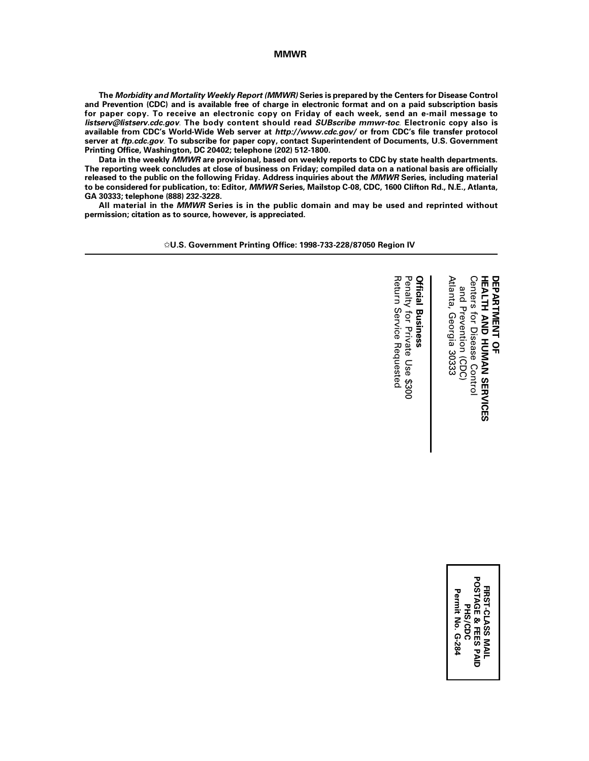The *Morbidity and Mortality Weekly Report (MMWR)* **Series is prepared by the Centers for Disease Control and Prevention (CDC) and is available free of charge in electronic format and on a paid subscription basis for paper copy. To receive an electronic copy on Friday of each week, send an e-mail message to *listserv@listserv.cdc.gov*. The body content should read *SUBscribe mmwr-toc*. Electronic copy also is available from CDC's World-Wide Web server at *http://www.cdc.gov/* or from CDC's file transfer protocol server at *ftp.cdc.gov*. To subscribe for paper copy, contact Superintendent of Documents, U.S. Government Printing Office, Washington, DC 20402; telephone (202) 512-1800.**

**Data in the weekly *MMWR* are provisional, based on weekly reports to CDC by state health departments. The reporting week concludes at close of business on Friday; compiled data on a national basis are officially released to the public on the following Friday. Address inquiries about the *MMWR* Series, including material to be considered for publication, to: Editor, *MMWR* Series, Mailstop C-08, CDC, 1600 Clifton Rd., N.E., Atlanta, GA 30333; telephone (888) 232-3228.**

**All material in the *MMWR* Series is in the public domain and may be used and reprinted without permission; citation as to source, however, is appreciated.**

**✩U.S. Government Printing Office: 1998-733-228/87050 Region IV**

---

**DEPARTMENT OF HEALTH AND HUMAN SERVICES**
Centers for Disease Control and Prevention (CDC)
Atlanta, Georgia 30333

**Official Business**
Penalty for Private Use $300
Return Service Requested

**FIRST-CLASS MAIL**
**POSTAGE & FEES PAID**
**PHS/CDC**
**Permit No. G-284**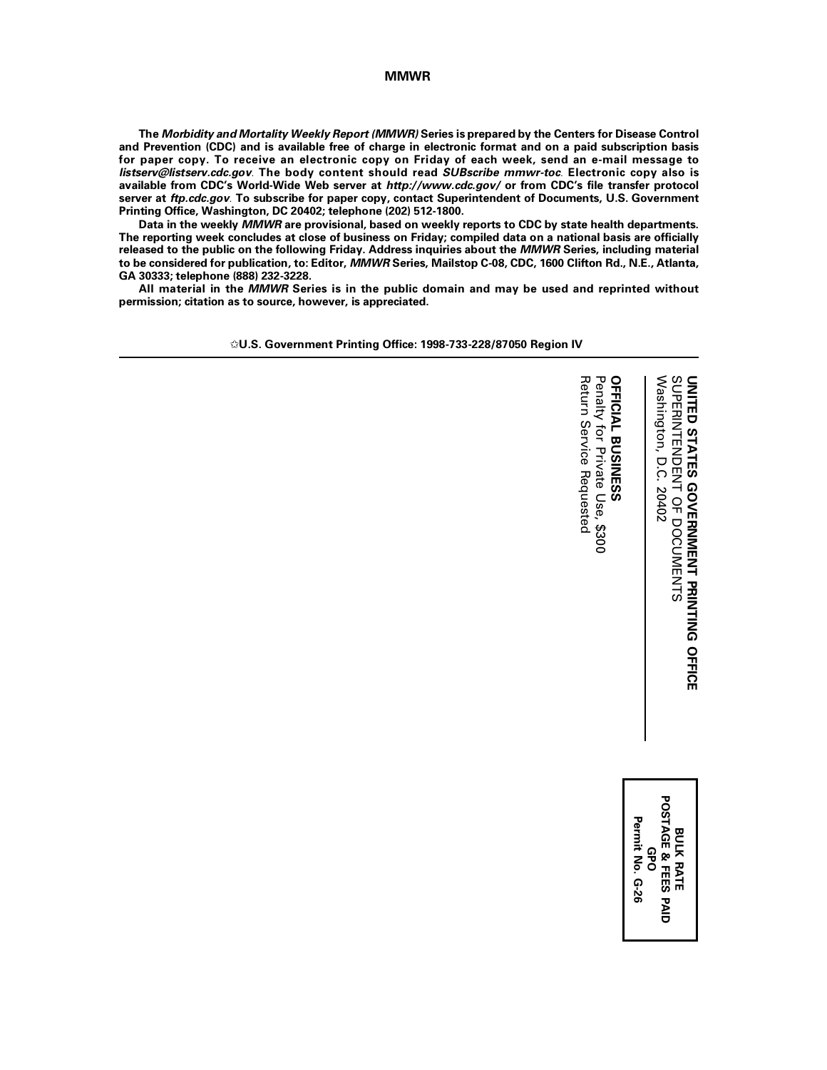The *Morbidity and Mortality Weekly Report (MMWR)* **Series is prepared by the Centers for Disease Control and Prevention (CDC) and is available free of charge in electronic format and on a paid subscription basis for paper copy. To receive an electronic copy on Friday of each week, send an e-mail message to** ***listserv@listserv.cdc.gov*****. The body content should read** ***SUBscribe mmwr-toc*****. Electronic copy also is available from CDC's World-Wide Web server at** ***http://www.cdc.gov/*** **or from CDC's file transfer protocol server at** ***ftp.cdc.gov*****. To subscribe for paper copy, contact Superintendent of Documents, U.S. Government Printing Office, Washington, DC 20402; telephone (202) 512-1800.**

**Data in the weekly** ***MMWR*** **are provisional, based on weekly reports to CDC by state health departments. The reporting week concludes at close of business on Friday; compiled data on a national basis are officially released to the public on the following Friday. Address inquiries about the** ***MMWR*** **Series, including material to be considered for publication, to: Editor,** ***MMWR*** **Series, Mailstop C-08, CDC, 1600 Clifton Rd., N.E., Atlanta, GA 30333; telephone (888) 232-3228.**

**All material in the** ***MMWR*** **Series is in the public domain and may be used and reprinted without permission; citation as to source, however, is appreciated.**

**☆U.S. Government Printing Office: 1998-733-228/87050 Region IV**

---

**UNITED STATES GOVERNMENT PRINTING OFFICE**
SUPERINTENDENT OF DOCUMENTS
Washington, D.C. 20402

**OFFICIAL BUSINESS**
Penalty for Private Use, $300
Return Service Requested

**BULK RATE**
**POSTAGE & FEES PAID**
**GPO**
**Permit No. G-26**